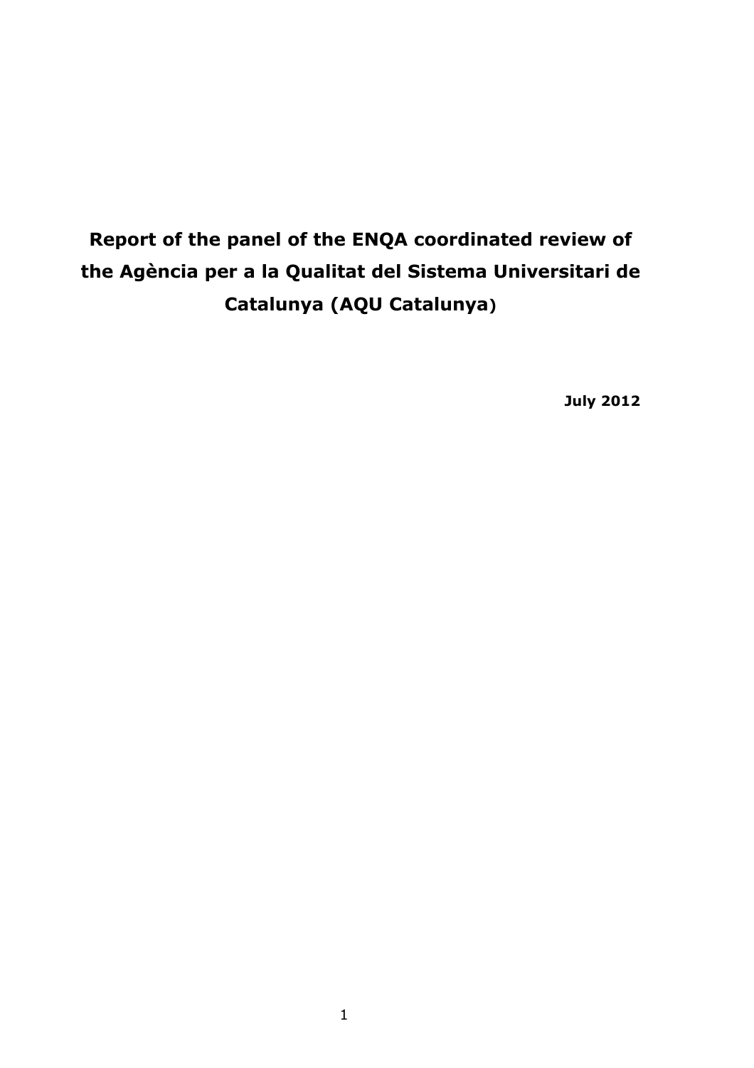# Report of the panel of the ENQA coordinated review of the Agència per a la Qualitat del Sistema Universitari de Catalunya (AQU Catalunya)

**July 2012**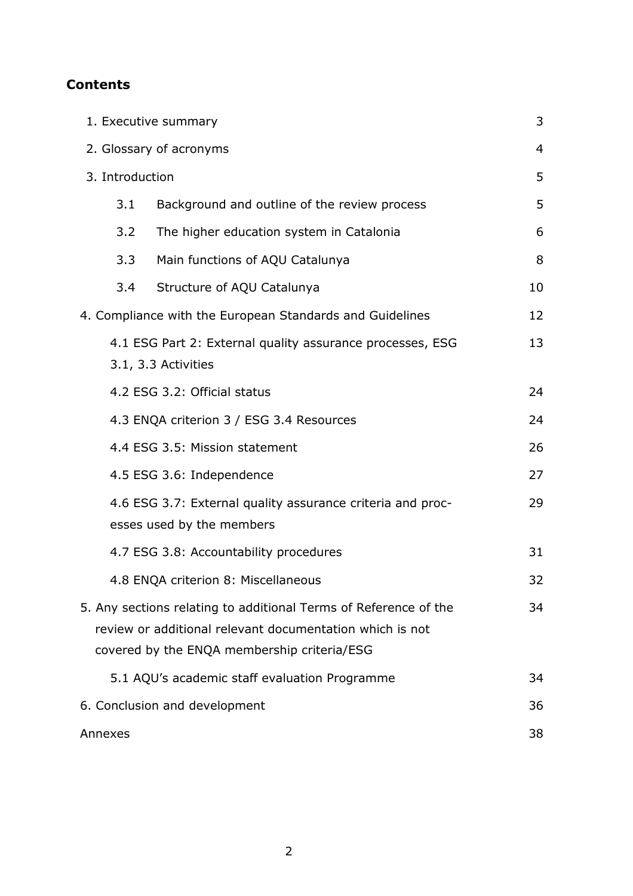## Contents

| | |
|---|---|
| 1. Executive summary | 3 |
| 2. Glossary of acronyms | 4 |
| 3. Introduction | 5 |
| 3.1 Background and outline of the review process | 5 |
| 3.2 The higher education system in Catalonia | 6 |
| 3.3 Main functions of AQU Catalunya | 8 |
| 3.4 Structure of AQU Catalunya | 10 |
| 4. Compliance with the European Standards and Guidelines | 12 |
| 4.1 ESG Part 2: External quality assurance processes, ESG 3.1, 3.3 Activities | 13 |
| 4.2 ESG 3.2: Official status | 24 |
| 4.3 ENQA criterion 3 / ESG 3.4 Resources | 24 |
| 4.4 ESG 3.5: Mission statement | 26 |
| 4.5 ESG 3.6: Independence | 27 |
| 4.6 ESG 3.7: External quality assurance criteria and processes used by the members | 29 |
| 4.7 ESG 3.8: Accountability procedures | 31 |
| 4.8 ENQA criterion 8: Miscellaneous | 32 |
| 5. Any sections relating to additional Terms of Reference of the review or additional relevant documentation which is not covered by the ENQA membership criteria/ESG | 34 |
| 5.1 AQU's academic staff evaluation Programme | 34 |
| 6. Conclusion and development | 36 |
| Annexes | 38 |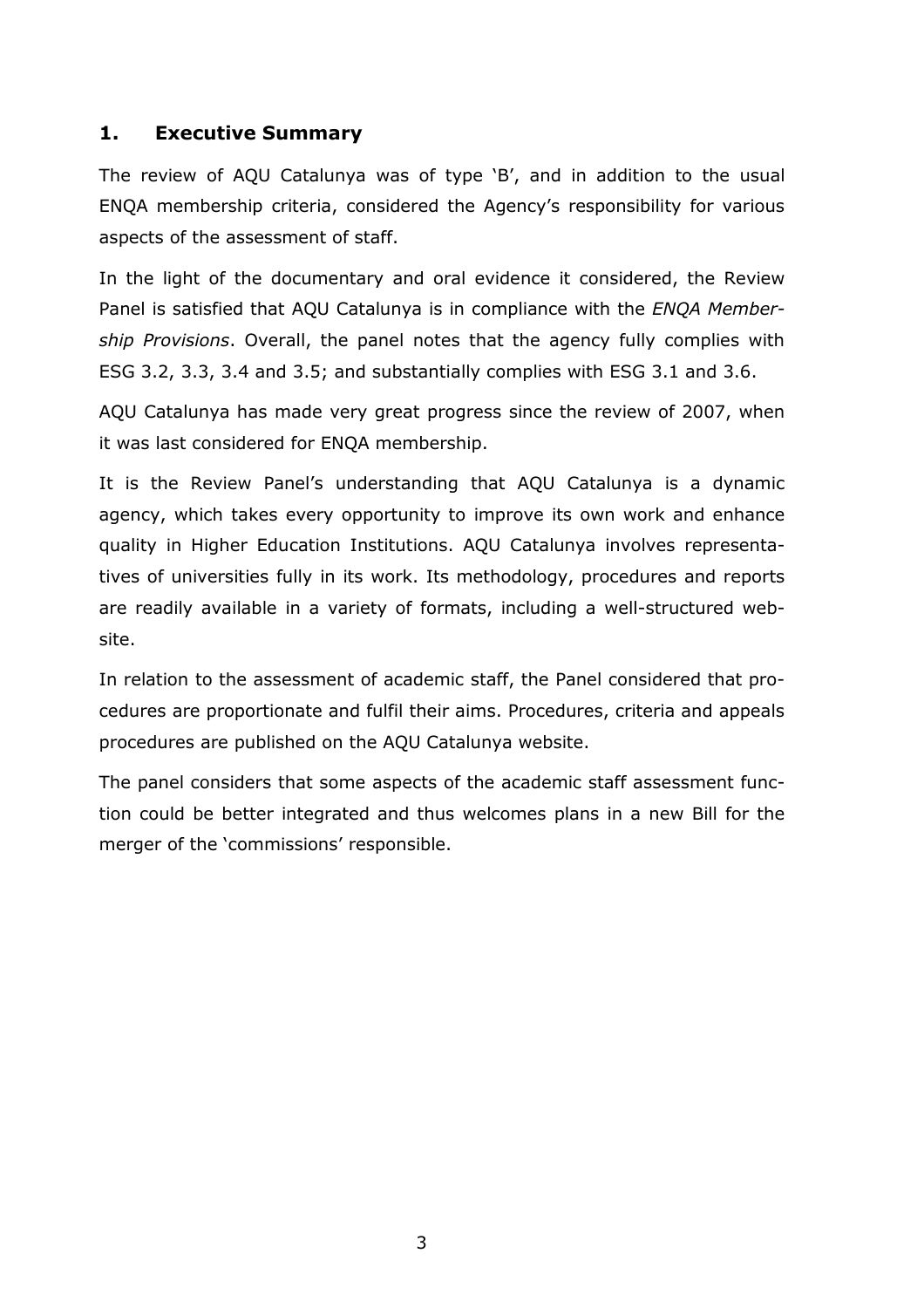## 1. Executive Summary

The review of AQU Catalunya was of type 'B', and in addition to the usual ENQA membership criteria, considered the Agency's responsibility for various aspects of the assessment of staff.

In the light of the documentary and oral evidence it considered, the Review Panel is satisfied that AQU Catalunya is in compliance with the *ENQA Membership Provisions*. Overall, the panel notes that the agency fully complies with ESG 3.2, 3.3, 3.4 and 3.5; and substantially complies with ESG 3.1 and 3.6.

AQU Catalunya has made very great progress since the review of 2007, when it was last considered for ENQA membership.

It is the Review Panel's understanding that AQU Catalunya is a dynamic agency, which takes every opportunity to improve its own work and enhance quality in Higher Education Institutions. AQU Catalunya involves representatives of universities fully in its work. Its methodology, procedures and reports are readily available in a variety of formats, including a well-structured website.

In relation to the assessment of academic staff, the Panel considered that procedures are proportionate and fulfil their aims. Procedures, criteria and appeals procedures are published on the AQU Catalunya website.

The panel considers that some aspects of the academic staff assessment function could be better integrated and thus welcomes plans in a new Bill for the merger of the 'commissions' responsible.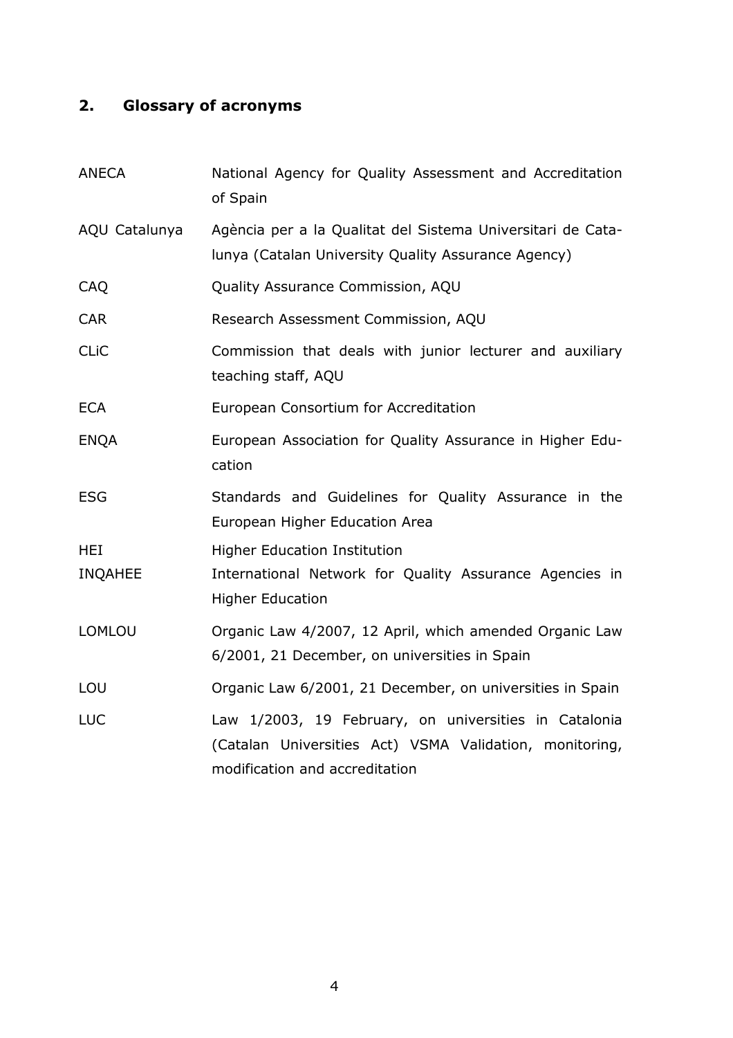## 2. Glossary of acronyms

| | |
|---|---|
| ANECA | National Agency for Quality Assessment and Accreditation of Spain |
| AQU Catalunya | Agència per a la Qualitat del Sistema Universitari de Catalunya (Catalan University Quality Assurance Agency) |
| CAQ | Quality Assurance Commission, AQU |
| CAR | Research Assessment Commission, AQU |
| CLiC | Commission that deals with junior lecturer and auxiliary teaching staff, AQU |
| ECA | European Consortium for Accreditation |
| ENQA | European Association for Quality Assurance in Higher Education |
| ESG | Standards and Guidelines for Quality Assurance in the European Higher Education Area |
| HEI | Higher Education Institution |
| INQAHEE | International Network for Quality Assurance Agencies in Higher Education |
| LOMLOU | Organic Law 4/2007, 12 April, which amended Organic Law 6/2001, 21 December, on universities in Spain |
| LOU | Organic Law 6/2001, 21 December, on universities in Spain |
| LUC | Law 1/2003, 19 February, on universities in Catalonia (Catalan Universities Act) VSMA Validation, monitoring, modification and accreditation |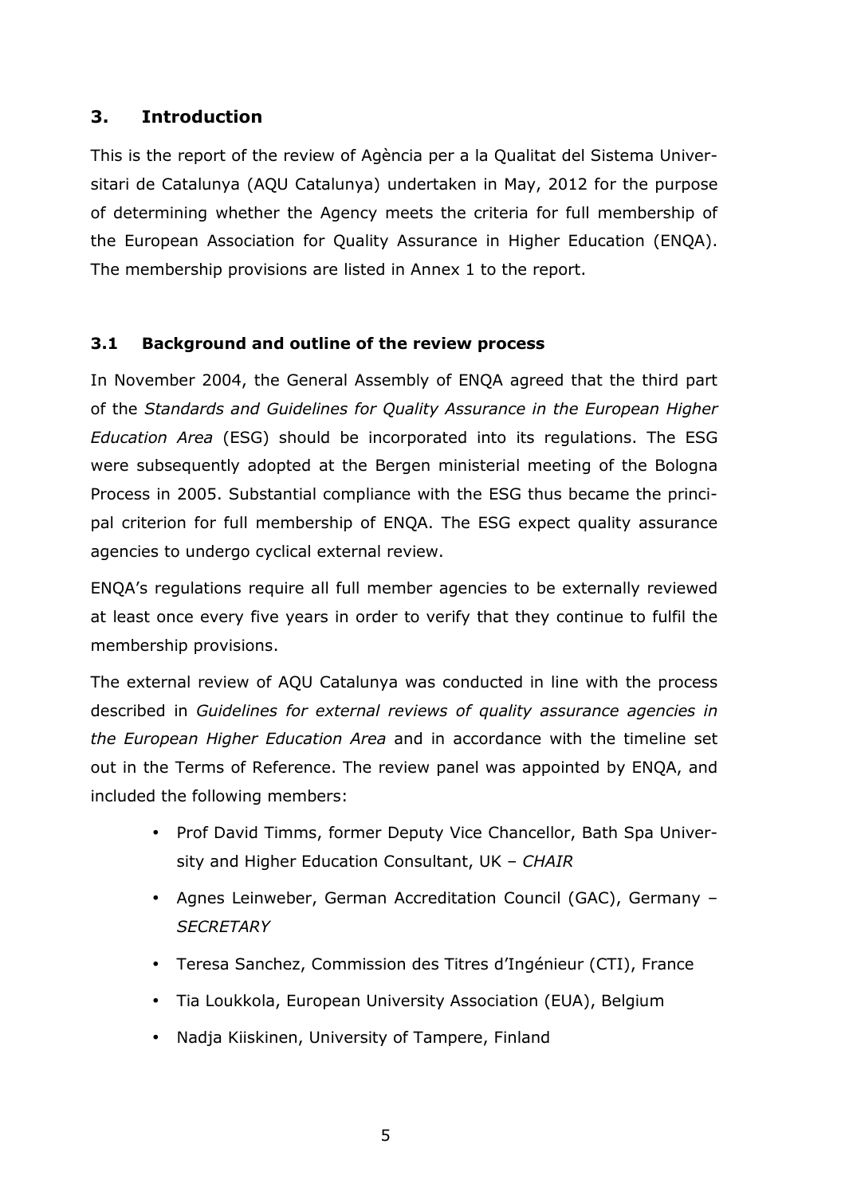## 3. Introduction

This is the report of the review of Agència per a la Qualitat del Sistema Universitari de Catalunya (AQU Catalunya) undertaken in May, 2012 for the purpose of determining whether the Agency meets the criteria for full membership of the European Association for Quality Assurance in Higher Education (ENQA). The membership provisions are listed in Annex 1 to the report.

### 3.1 Background and outline of the review process

In November 2004, the General Assembly of ENQA agreed that the third part of the *Standards and Guidelines for Quality Assurance in the European Higher Education Area* (ESG) should be incorporated into its regulations. The ESG were subsequently adopted at the Bergen ministerial meeting of the Bologna Process in 2005. Substantial compliance with the ESG thus became the principal criterion for full membership of ENQA. The ESG expect quality assurance agencies to undergo cyclical external review.

ENQA's regulations require all full member agencies to be externally reviewed at least once every five years in order to verify that they continue to fulfil the membership provisions.

The external review of AQU Catalunya was conducted in line with the process described in *Guidelines for external reviews of quality assurance agencies in the European Higher Education Area* and in accordance with the timeline set out in the Terms of Reference. The review panel was appointed by ENQA, and included the following members:

- Prof David Timms, former Deputy Vice Chancellor, Bath Spa University and Higher Education Consultant, UK – *CHAIR*
- Agnes Leinweber, German Accreditation Council (GAC), Germany – *SECRETARY*
- Teresa Sanchez, Commission des Titres d'Ingénieur (CTI), France
- Tia Loukkola, European University Association (EUA), Belgium
- Nadja Kiiskinen, University of Tampere, Finland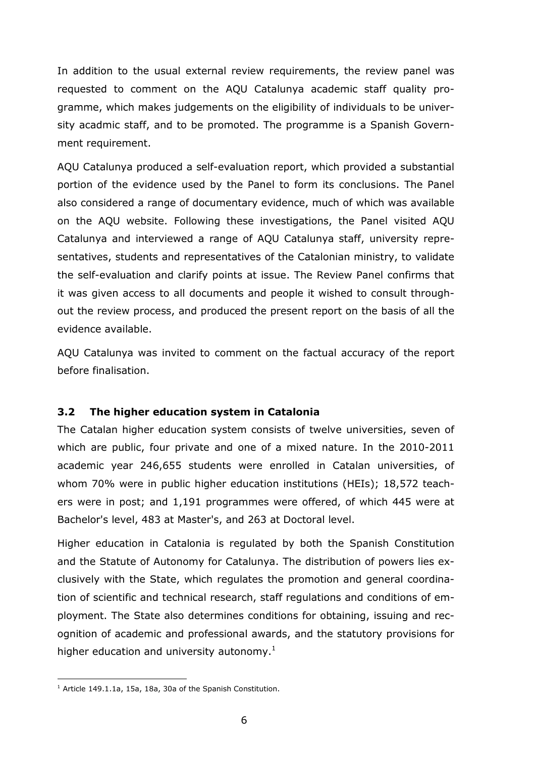In addition to the usual external review requirements, the review panel was requested to comment on the AQU Catalunya academic staff quality programme, which makes judgements on the eligibility of individuals to be university acadmic staff, and to be promoted. The programme is a Spanish Government requirement.

AQU Catalunya produced a self-evaluation report, which provided a substantial portion of the evidence used by the Panel to form its conclusions. The Panel also considered a range of documentary evidence, much of which was available on the AQU website. Following these investigations, the Panel visited AQU Catalunya and interviewed a range of AQU Catalunya staff, university representatives, students and representatives of the Catalonian ministry, to validate the self-evaluation and clarify points at issue. The Review Panel confirms that it was given access to all documents and people it wished to consult throughout the review process, and produced the present report on the basis of all the evidence available.

AQU Catalunya was invited to comment on the factual accuracy of the report before finalisation.

### 3.2 The higher education system in Catalonia

The Catalan higher education system consists of twelve universities, seven of which are public, four private and one of a mixed nature. In the 2010-2011 academic year 246,655 students were enrolled in Catalan universities, of whom 70% were in public higher education institutions (HEIs); 18,572 teachers were in post; and 1,191 programmes were offered, of which 445 were at Bachelor's level, 483 at Master's, and 263 at Doctoral level.

Higher education in Catalonia is regulated by both the Spanish Constitution and the Statute of Autonomy for Catalunya. The distribution of powers lies exclusively with the State, which regulates the promotion and general coordination of scientific and technical research, staff regulations and conditions of employment. The State also determines conditions for obtaining, issuing and recognition of academic and professional awards, and the statutory provisions for higher education and university autonomy.[1]

[1] Article 149.1.1a, 15a, 18a, 30a of the Spanish Constitution.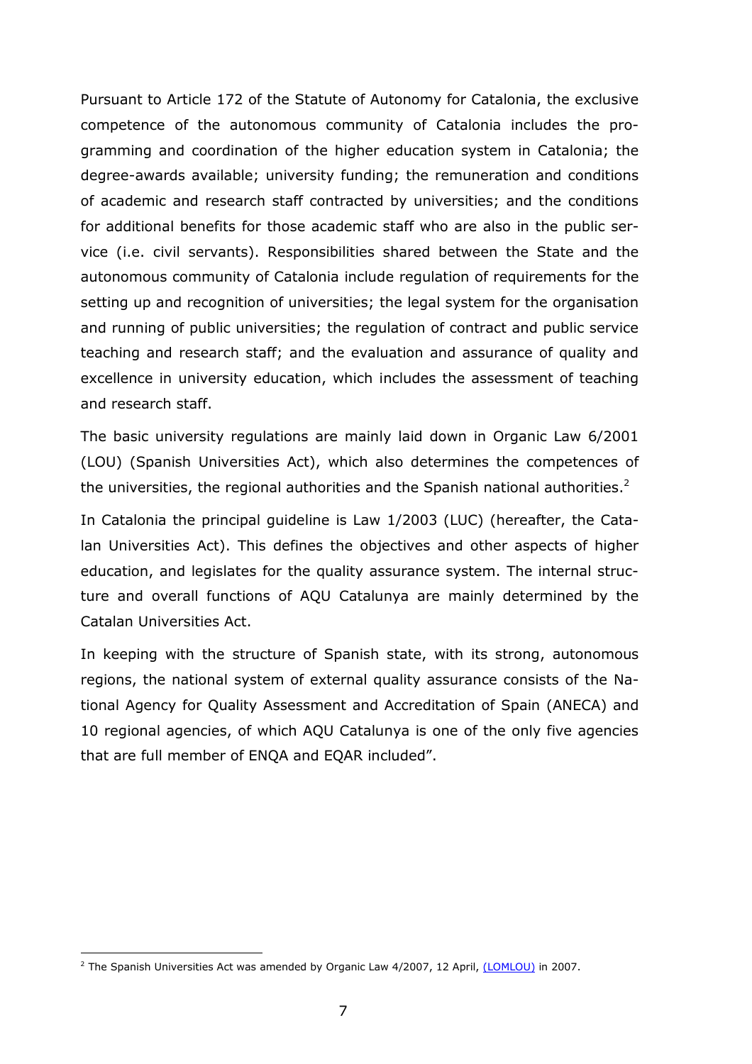Pursuant to Article 172 of the Statute of Autonomy for Catalonia, the exclusive competence of the autonomous community of Catalonia includes the programming and coordination of the higher education system in Catalonia; the degree-awards available; university funding; the remuneration and conditions of academic and research staff contracted by universities; and the conditions for additional benefits for those academic staff who are also in the public service (i.e. civil servants). Responsibilities shared between the State and the autonomous community of Catalonia include regulation of requirements for the setting up and recognition of universities; the legal system for the organisation and running of public universities; the regulation of contract and public service teaching and research staff; and the evaluation and assurance of quality and excellence in university education, which includes the assessment of teaching and research staff.

The basic university regulations are mainly laid down in Organic Law 6/2001 (LOU) (Spanish Universities Act), which also determines the competences of the universities, the regional authorities and the Spanish national authorities.[2]

In Catalonia the principal guideline is Law 1/2003 (LUC) (hereafter, the Catalan Universities Act). This defines the objectives and other aspects of higher education, and legislates for the quality assurance system. The internal structure and overall functions of AQU Catalunya are mainly determined by the Catalan Universities Act.

In keeping with the structure of Spanish state, with its strong, autonomous regions, the national system of external quality assurance consists of the National Agency for Quality Assessment and Accreditation of Spain (ANECA) and 10 regional agencies, of which AQU Catalunya is one of the only five agencies that are full member of ENQA and EQAR included".

---

[2] The Spanish Universities Act was amended by Organic Law 4/2007, 12 April, (LOMLOU) in 2007.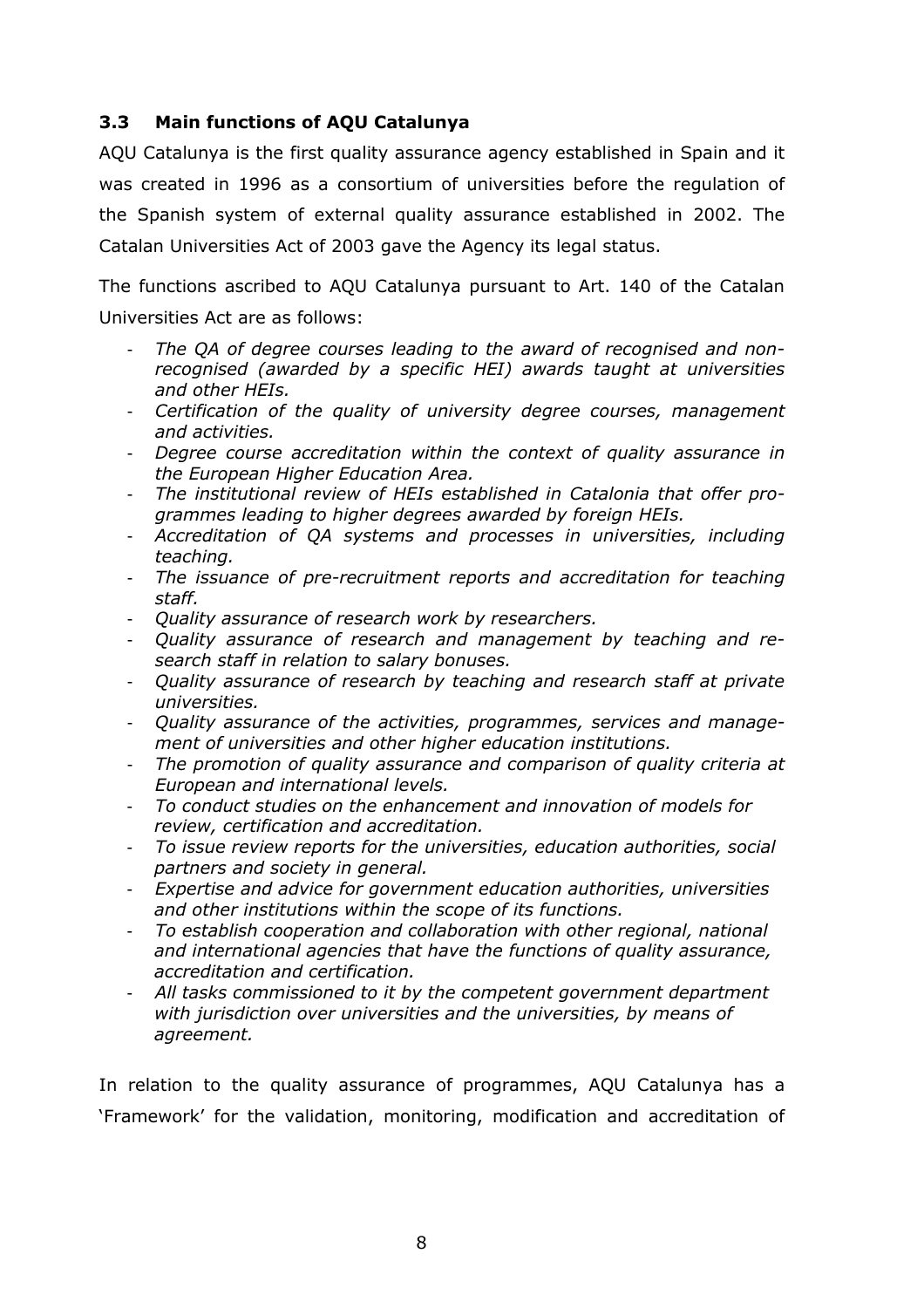### 3.3 Main functions of AQU Catalunya

AQU Catalunya is the first quality assurance agency established in Spain and it was created in 1996 as a consortium of universities before the regulation of the Spanish system of external quality assurance established in 2002. The Catalan Universities Act of 2003 gave the Agency its legal status.

The functions ascribed to AQU Catalunya pursuant to Art. 140 of the Catalan Universities Act are as follows:

- *The QA of degree courses leading to the award of recognised and non-recognised (awarded by a specific HEI) awards taught at universities and other HEIs.*
- *Certification of the quality of university degree courses, management and activities.*
- *Degree course accreditation within the context of quality assurance in the European Higher Education Area.*
- *The institutional review of HEIs established in Catalonia that offer programmes leading to higher degrees awarded by foreign HEIs.*
- *Accreditation of QA systems and processes in universities, including teaching.*
- *The issuance of pre-recruitment reports and accreditation for teaching staff.*
- *Quality assurance of research work by researchers.*
- *Quality assurance of research and management by teaching and research staff in relation to salary bonuses.*
- *Quality assurance of research by teaching and research staff at private universities.*
- *Quality assurance of the activities, programmes, services and management of universities and other higher education institutions.*
- *The promotion of quality assurance and comparison of quality criteria at European and international levels.*
- *To conduct studies on the enhancement and innovation of models for review, certification and accreditation.*
- *To issue review reports for the universities, education authorities, social partners and society in general.*
- *Expertise and advice for government education authorities, universities and other institutions within the scope of its functions.*
- *To establish cooperation and collaboration with other regional, national and international agencies that have the functions of quality assurance, accreditation and certification.*
- *All tasks commissioned to it by the competent government department with jurisdiction over universities and the universities, by means of agreement.*

In relation to the quality assurance of programmes, AQU Catalunya has a 'Framework' for the validation, monitoring, modification and accreditation of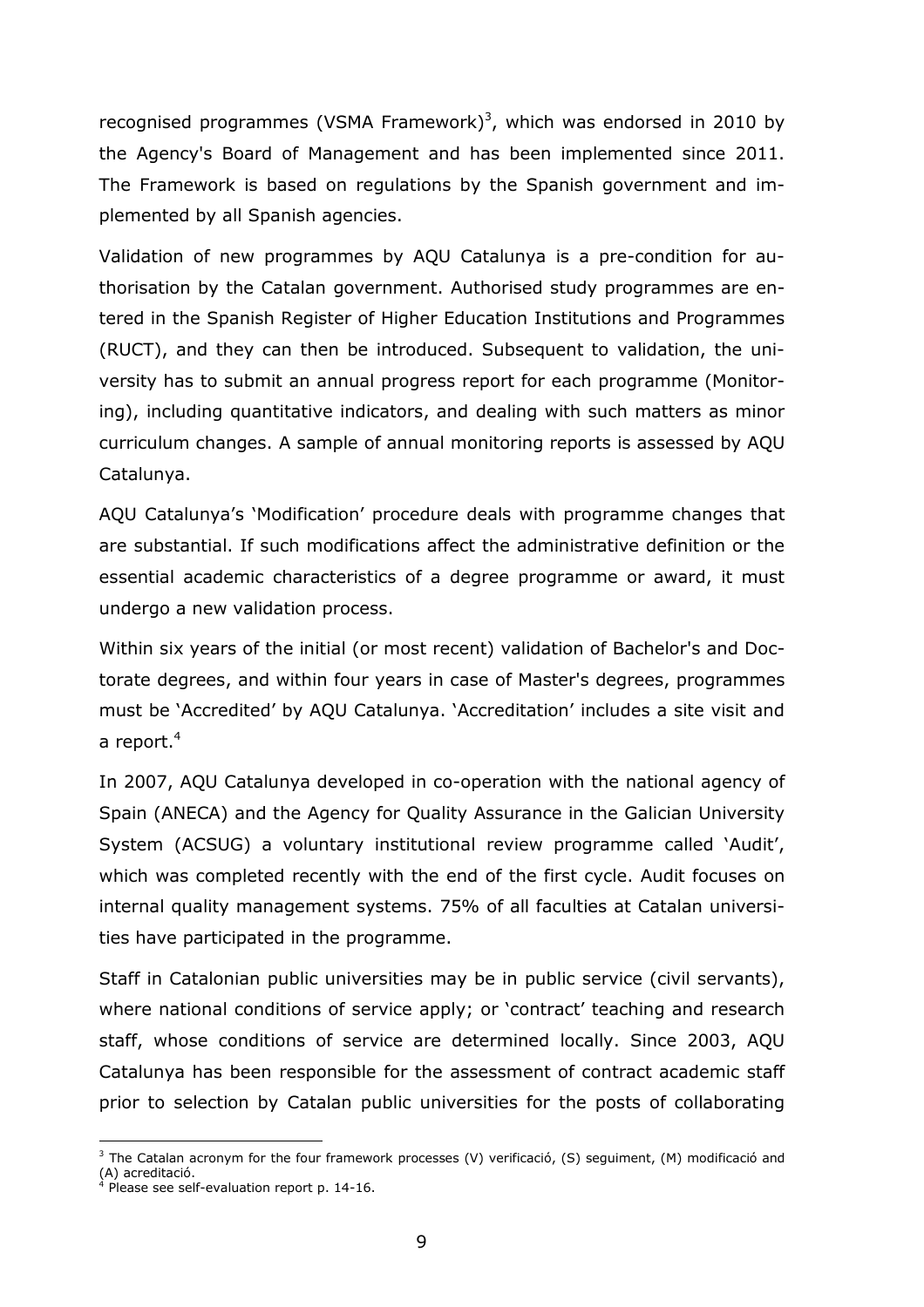recognised programmes (VSMA Framework)[3], which was endorsed in 2010 by the Agency's Board of Management and has been implemented since 2011. The Framework is based on regulations by the Spanish government and implemented by all Spanish agencies.

Validation of new programmes by AQU Catalunya is a pre-condition for authorisation by the Catalan government. Authorised study programmes are entered in the Spanish Register of Higher Education Institutions and Programmes (RUCT), and they can then be introduced. Subsequent to validation, the university has to submit an annual progress report for each programme (Monitoring), including quantitative indicators, and dealing with such matters as minor curriculum changes. A sample of annual monitoring reports is assessed by AQU Catalunya.

AQU Catalunya's 'Modification' procedure deals with programme changes that are substantial. If such modifications affect the administrative definition or the essential academic characteristics of a degree programme or award, it must undergo a new validation process.

Within six years of the initial (or most recent) validation of Bachelor's and Doctorate degrees, and within four years in case of Master's degrees, programmes must be 'Accredited' by AQU Catalunya. 'Accreditation' includes a site visit and a report.[4]

In 2007, AQU Catalunya developed in co-operation with the national agency of Spain (ANECA) and the Agency for Quality Assurance in the Galician University System (ACSUG) a voluntary institutional review programme called 'Audit', which was completed recently with the end of the first cycle. Audit focuses on internal quality management systems. 75% of all faculties at Catalan universities have participated in the programme.

Staff in Catalonian public universities may be in public service (civil servants), where national conditions of service apply; or 'contract' teaching and research staff, whose conditions of service are determined locally. Since 2003, AQU Catalunya has been responsible for the assessment of contract academic staff prior to selection by Catalan public universities for the posts of collaborating

---

[3] The Catalan acronym for the four framework processes (V) verificació, (S) seguiment, (M) modificació and (A) acreditació.

[4] Please see self-evaluation report p. 14-16.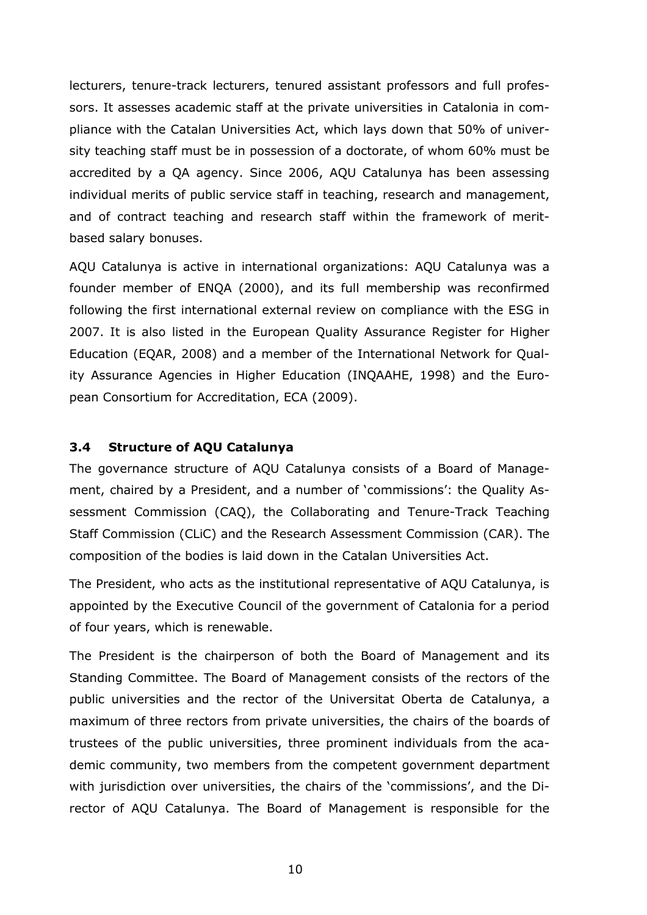lecturers, tenure-track lecturers, tenured assistant professors and full professors. It assesses academic staff at the private universities in Catalonia in compliance with the Catalan Universities Act, which lays down that 50% of university teaching staff must be in possession of a doctorate, of whom 60% must be accredited by a QA agency. Since 2006, AQU Catalunya has been assessing individual merits of public service staff in teaching, research and management, and of contract teaching and research staff within the framework of merit-based salary bonuses.

AQU Catalunya is active in international organizations: AQU Catalunya was a founder member of ENQA (2000), and its full membership was reconfirmed following the first international external review on compliance with the ESG in 2007. It is also listed in the European Quality Assurance Register for Higher Education (EQAR, 2008) and a member of the International Network for Quality Assurance Agencies in Higher Education (INQAAHE, 1998) and the European Consortium for Accreditation, ECA (2009).

### 3.4 Structure of AQU Catalunya

The governance structure of AQU Catalunya consists of a Board of Management, chaired by a President, and a number of 'commissions': the Quality Assessment Commission (CAQ), the Collaborating and Tenure-Track Teaching Staff Commission (CLiC) and the Research Assessment Commission (CAR). The composition of the bodies is laid down in the Catalan Universities Act.

The President, who acts as the institutional representative of AQU Catalunya, is appointed by the Executive Council of the government of Catalonia for a period of four years, which is renewable.

The President is the chairperson of both the Board of Management and its Standing Committee. The Board of Management consists of the rectors of the public universities and the rector of the Universitat Oberta de Catalunya, a maximum of three rectors from private universities, the chairs of the boards of trustees of the public universities, three prominent individuals from the academic community, two members from the competent government department with jurisdiction over universities, the chairs of the 'commissions', and the Director of AQU Catalunya. The Board of Management is responsible for the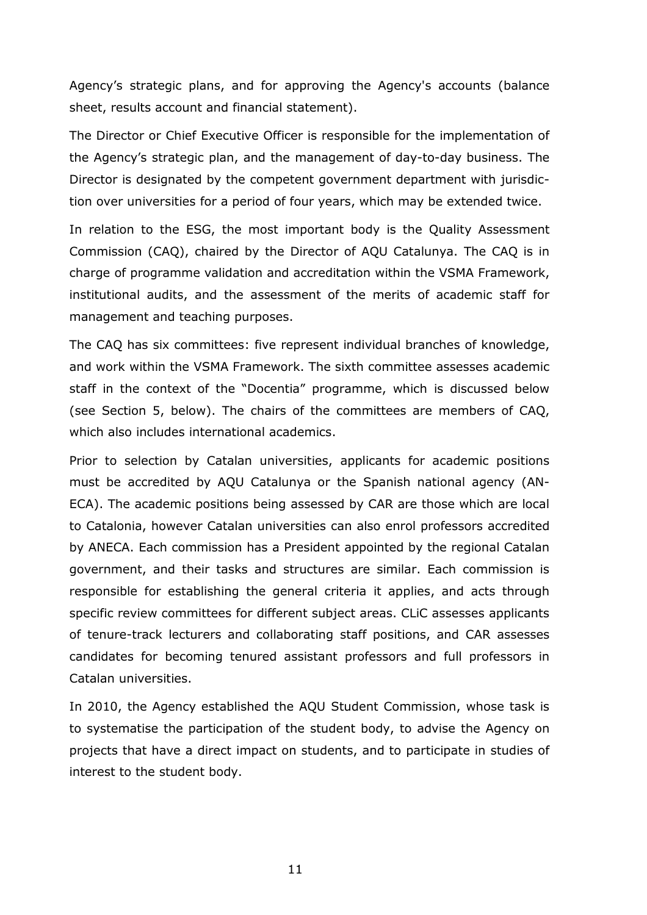Agency’s strategic plans, and for approving the Agency's accounts (balance sheet, results account and financial statement).

The Director or Chief Executive Officer is responsible for the implementation of the Agency’s strategic plan, and the management of day-to-day business. The Director is designated by the competent government department with jurisdiction over universities for a period of four years, which may be extended twice.

In relation to the ESG, the most important body is the Quality Assessment Commission (CAQ), chaired by the Director of AQU Catalunya. The CAQ is in charge of programme validation and accreditation within the VSMA Framework, institutional audits, and the assessment of the merits of academic staff for management and teaching purposes.

The CAQ has six committees: five represent individual branches of knowledge, and work within the VSMA Framework. The sixth committee assesses academic staff in the context of the “Docentia” programme, which is discussed below (see Section 5, below). The chairs of the committees are members of CAQ, which also includes international academics.

Prior to selection by Catalan universities, applicants for academic positions must be accredited by AQU Catalunya or the Spanish national agency (ANECA). The academic positions being assessed by CAR are those which are local to Catalonia, however Catalan universities can also enrol professors accredited by ANECA. Each commission has a President appointed by the regional Catalan government, and their tasks and structures are similar. Each commission is responsible for establishing the general criteria it applies, and acts through specific review committees for different subject areas. CLiC assesses applicants of tenure-track lecturers and collaborating staff positions, and CAR assesses candidates for becoming tenured assistant professors and full professors in Catalan universities.

In 2010, the Agency established the AQU Student Commission, whose task is to systematise the participation of the student body, to advise the Agency on projects that have a direct impact on students, and to participate in studies of interest to the student body.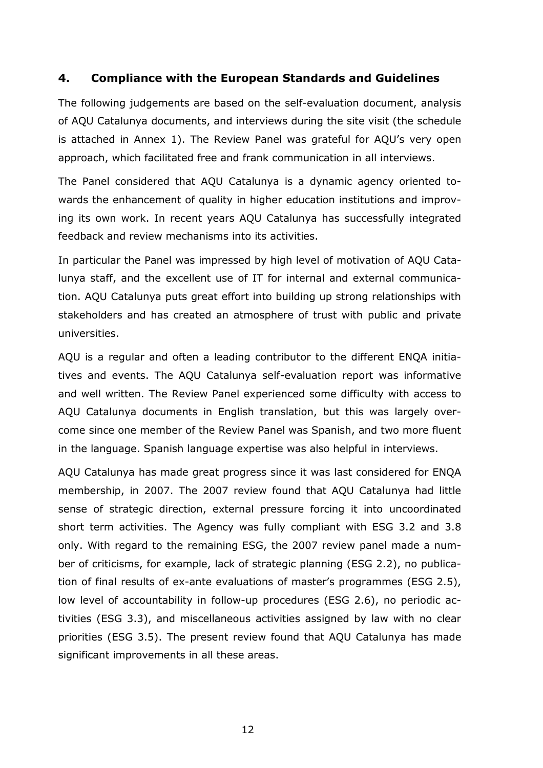## 4. Compliance with the European Standards and Guidelines

The following judgements are based on the self-evaluation document, analysis of AQU Catalunya documents, and interviews during the site visit (the schedule is attached in Annex 1). The Review Panel was grateful for AQU's very open approach, which facilitated free and frank communication in all interviews.

The Panel considered that AQU Catalunya is a dynamic agency oriented towards the enhancement of quality in higher education institutions and improving its own work. In recent years AQU Catalunya has successfully integrated feedback and review mechanisms into its activities.

In particular the Panel was impressed by high level of motivation of AQU Catalunya staff, and the excellent use of IT for internal and external communication. AQU Catalunya puts great effort into building up strong relationships with stakeholders and has created an atmosphere of trust with public and private universities.

AQU is a regular and often a leading contributor to the different ENQA initiatives and events. The AQU Catalunya self-evaluation report was informative and well written. The Review Panel experienced some difficulty with access to AQU Catalunya documents in English translation, but this was largely overcome since one member of the Review Panel was Spanish, and two more fluent in the language. Spanish language expertise was also helpful in interviews.

AQU Catalunya has made great progress since it was last considered for ENQA membership, in 2007. The 2007 review found that AQU Catalunya had little sense of strategic direction, external pressure forcing it into uncoordinated short term activities. The Agency was fully compliant with ESG 3.2 and 3.8 only. With regard to the remaining ESG, the 2007 review panel made a number of criticisms, for example, lack of strategic planning (ESG 2.2), no publication of final results of ex-ante evaluations of master's programmes (ESG 2.5), low level of accountability in follow-up procedures (ESG 2.6), no periodic activities (ESG 3.3), and miscellaneous activities assigned by law with no clear priorities (ESG 3.5). The present review found that AQU Catalunya has made significant improvements in all these areas.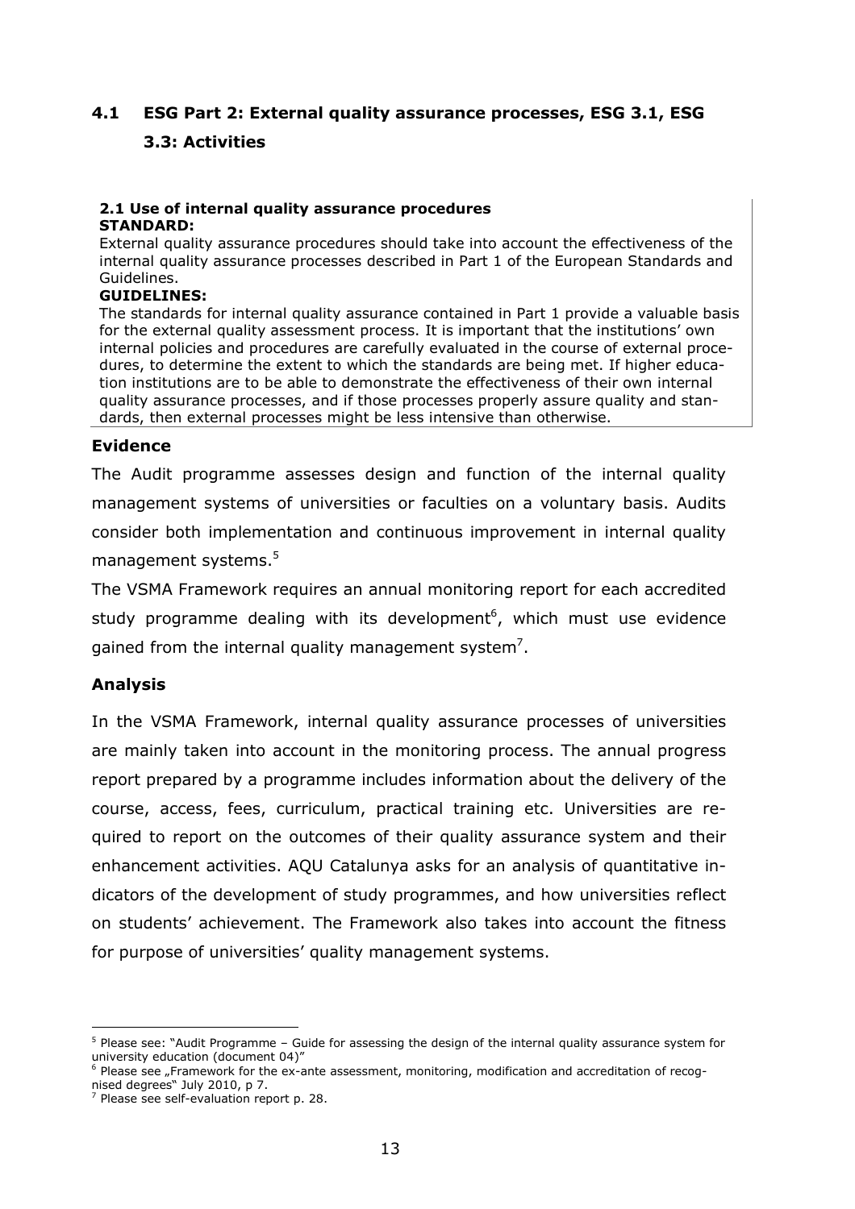## 4.1 ESG Part 2: External quality assurance processes, ESG 3.1, ESG 3.3: Activities

**2.1 Use of internal quality assurance procedures**
**STANDARD:**
External quality assurance procedures should take into account the effectiveness of the internal quality assurance processes described in Part 1 of the European Standards and Guidelines.
**GUIDELINES:**
The standards for internal quality assurance contained in Part 1 provide a valuable basis for the external quality assessment process. It is important that the institutions' own internal policies and procedures are carefully evaluated in the course of external procedures, to determine the extent to which the standards are being met. If higher education institutions are to be able to demonstrate the effectiveness of their own internal quality assurance processes, and if those processes properly assure quality and standards, then external processes might be less intensive than otherwise.

### Evidence

The Audit programme assesses design and function of the internal quality management systems of universities or faculties on a voluntary basis. Audits consider both implementation and continuous improvement in internal quality management systems.[5]

The VSMA Framework requires an annual monitoring report for each accredited study programme dealing with its development[6], which must use evidence gained from the internal quality management system[7].

### Analysis

In the VSMA Framework, internal quality assurance processes of universities are mainly taken into account in the monitoring process. The annual progress report prepared by a programme includes information about the delivery of the course, access, fees, curriculum, practical training etc. Universities are required to report on the outcomes of their quality assurance system and their enhancement activities. AQU Catalunya asks for an analysis of quantitative indicators of the development of study programmes, and how universities reflect on students' achievement. The Framework also takes into account the fitness for purpose of universities' quality management systems.

---

[5] Please see: "Audit Programme – Guide for assessing the design of the internal quality assurance system for university education (document 04)"

[6] Please see „Framework for the ex-ante assessment, monitoring, modification and accreditation of recognised degrees" July 2010, p 7.

[7] Please see self-evaluation report p. 28.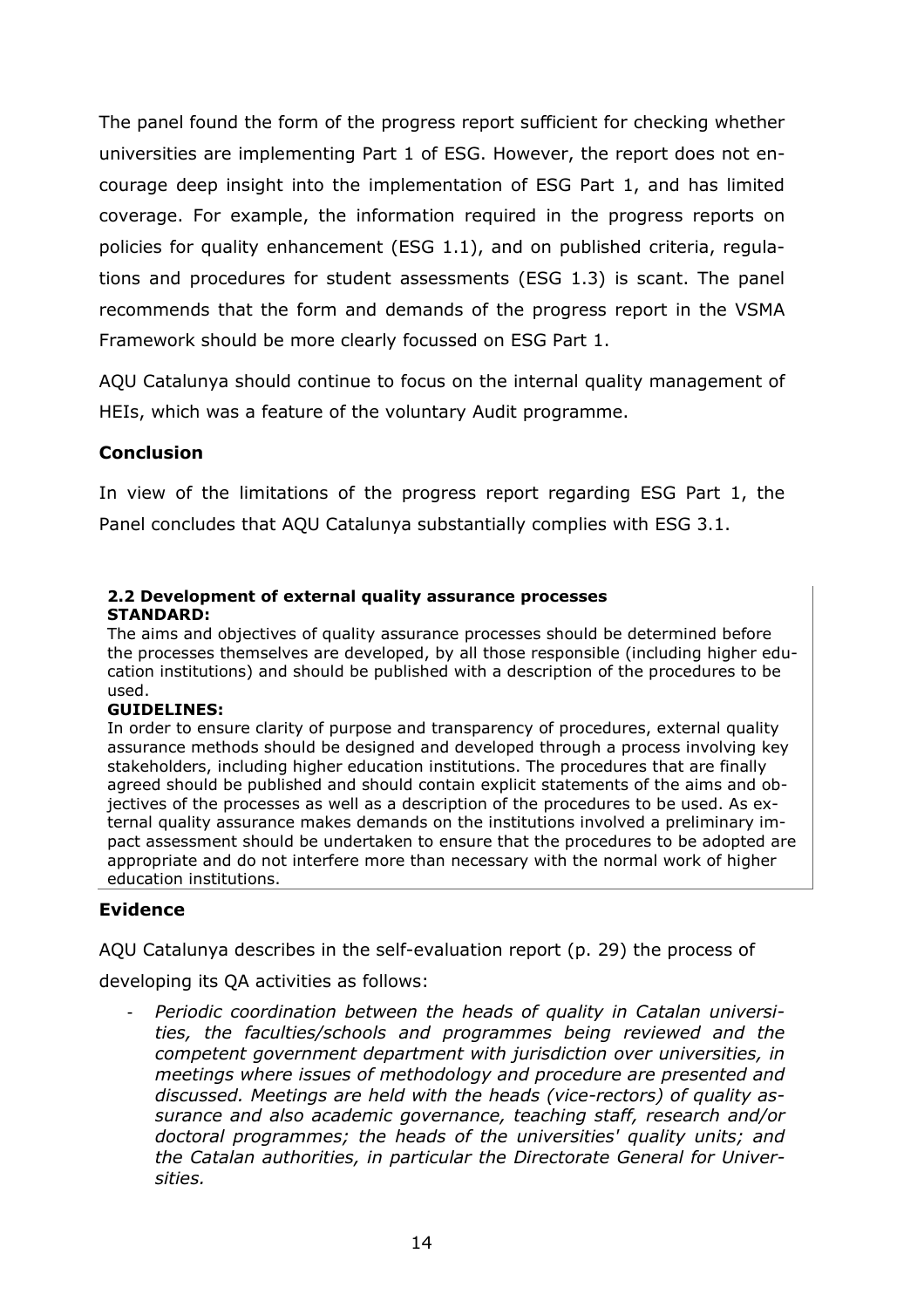The panel found the form of the progress report sufficient for checking whether universities are implementing Part 1 of ESG. However, the report does not encourage deep insight into the implementation of ESG Part 1, and has limited coverage. For example, the information required in the progress reports on policies for quality enhancement (ESG 1.1), and on published criteria, regulations and procedures for student assessments (ESG 1.3) is scant. The panel recommends that the form and demands of the progress report in the VSMA Framework should be more clearly focussed on ESG Part 1.

AQU Catalunya should continue to focus on the internal quality management of HEIs, which was a feature of the voluntary Audit programme.

### Conclusion

In view of the limitations of the progress report regarding ESG Part 1, the Panel concludes that AQU Catalunya substantially complies with ESG 3.1.

**2.2 Development of external quality assurance processes**
**STANDARD:**
The aims and objectives of quality assurance processes should be determined before the processes themselves are developed, by all those responsible (including higher education institutions) and should be published with a description of the procedures to be used.
**GUIDELINES:**
In order to ensure clarity of purpose and transparency of procedures, external quality assurance methods should be designed and developed through a process involving key stakeholders, including higher education institutions. The procedures that are finally agreed should be published and should contain explicit statements of the aims and objectives of the processes as well as a description of the procedures to be used. As external quality assurance makes demands on the institutions involved a preliminary impact assessment should be undertaken to ensure that the procedures to be adopted are appropriate and do not interfere more than necessary with the normal work of higher education institutions.

### Evidence

AQU Catalunya describes in the self-evaluation report (p. 29) the process of developing its QA activities as follows:

- *Periodic coordination between the heads of quality in Catalan universities, the faculties/schools and programmes being reviewed and the competent government department with jurisdiction over universities, in meetings where issues of methodology and procedure are presented and discussed. Meetings are held with the heads (vice-rectors) of quality assurance and also academic governance, teaching staff, research and/or doctoral programmes; the heads of the universities' quality units; and the Catalan authorities, in particular the Directorate General for Universities.*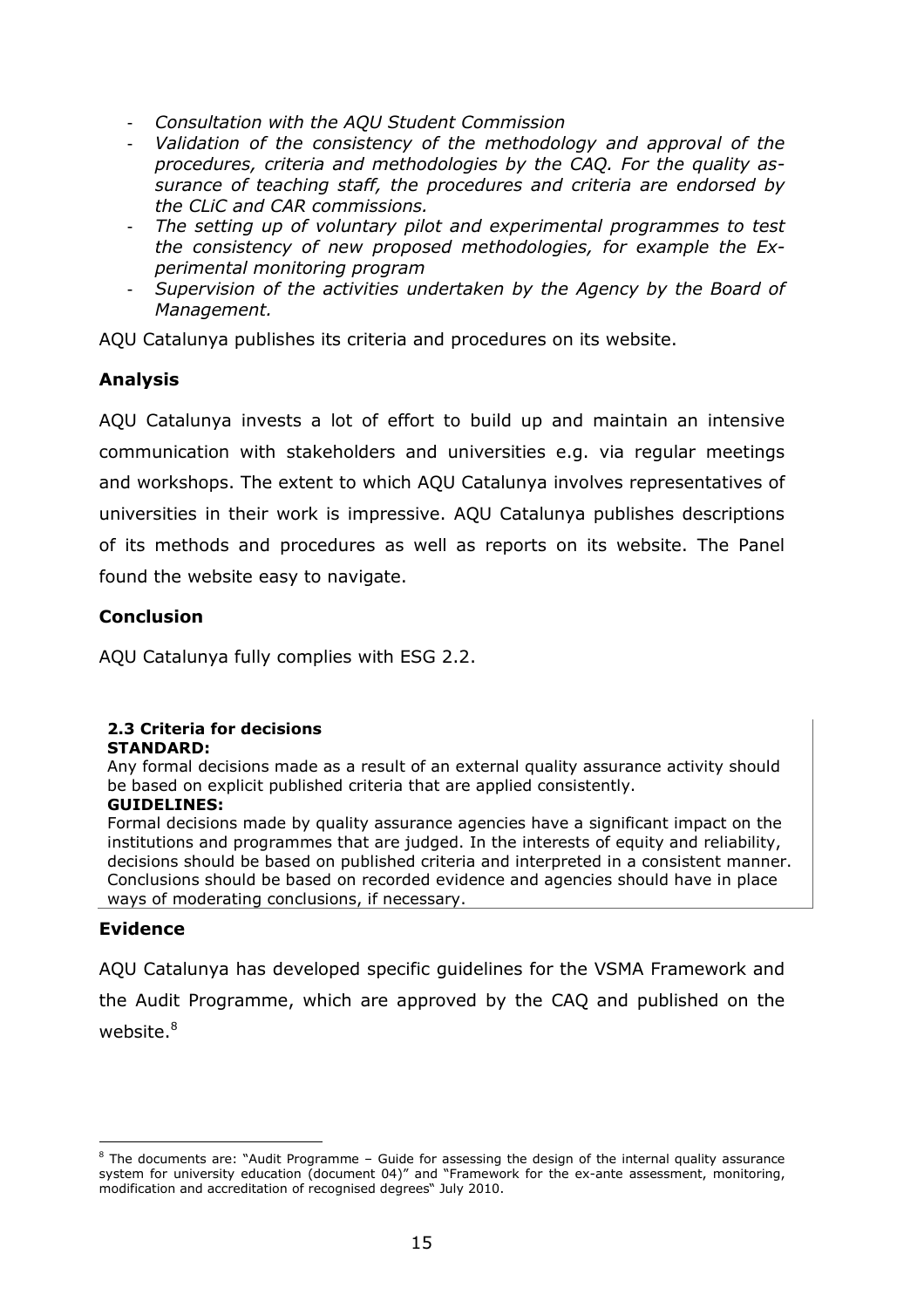- *Consultation with the AQU Student Commission*
- *Validation of the consistency of the methodology and approval of the procedures, criteria and methodologies by the CAQ. For the quality assurance of teaching staff, the procedures and criteria are endorsed by the CLiC and CAR commissions.*
- *The setting up of voluntary pilot and experimental programmes to test the consistency of new proposed methodologies, for example the Experimental monitoring program*
- *Supervision of the activities undertaken by the Agency by the Board of Management.*

AQU Catalunya publishes its criteria and procedures on its website.

### Analysis

AQU Catalunya invests a lot of effort to build up and maintain an intensive communication with stakeholders and universities e.g. via regular meetings and workshops. The extent to which AQU Catalunya involves representatives of universities in their work is impressive. AQU Catalunya publishes descriptions of its methods and procedures as well as reports on its website. The Panel found the website easy to navigate.

### Conclusion

AQU Catalunya fully complies with ESG 2.2.

**2.3 Criteria for decisions**

**STANDARD:**

Any formal decisions made as a result of an external quality assurance activity should be based on explicit published criteria that are applied consistently.

**GUIDELINES:**

Formal decisions made by quality assurance agencies have a significant impact on the institutions and programmes that are judged. In the interests of equity and reliability, decisions should be based on published criteria and interpreted in a consistent manner. Conclusions should be based on recorded evidence and agencies should have in place ways of moderating conclusions, if necessary.

### Evidence

AQU Catalunya has developed specific guidelines for the VSMA Framework and the Audit Programme, which are approved by the CAQ and published on the website.[8]

[8] The documents are: "Audit Programme – Guide for assessing the design of the internal quality assurance system for university education (document 04)" and "Framework for the ex-ante assessment, monitoring, modification and accreditation of recognised degrees" July 2010.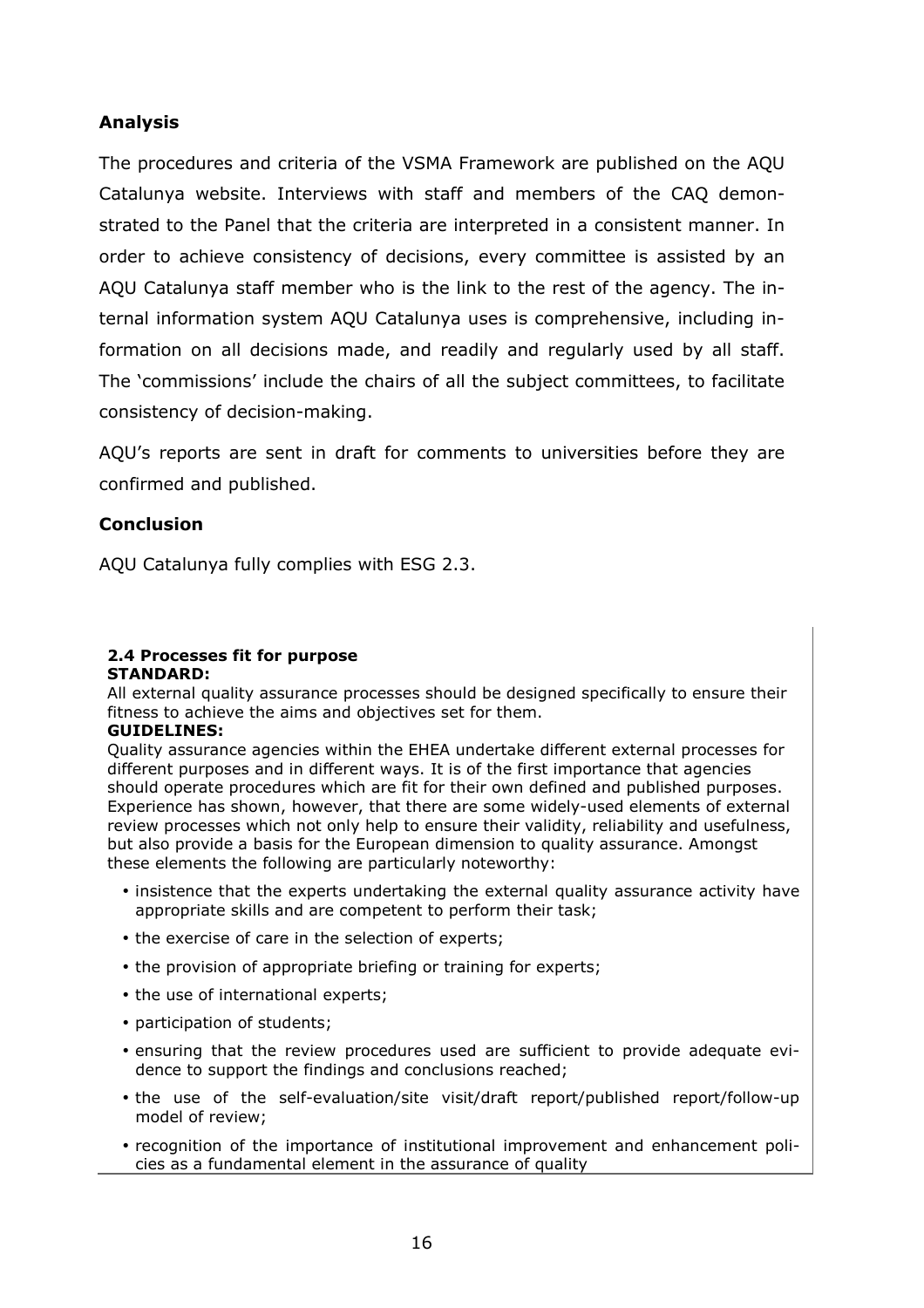### Analysis

The procedures and criteria of the VSMA Framework are published on the AQU Catalunya website. Interviews with staff and members of the CAQ demonstrated to the Panel that the criteria are interpreted in a consistent manner. In order to achieve consistency of decisions, every committee is assisted by an AQU Catalunya staff member who is the link to the rest of the agency. The internal information system AQU Catalunya uses is comprehensive, including information on all decisions made, and readily and regularly used by all staff. The 'commissions' include the chairs of all the subject committees, to facilitate consistency of decision-making.

AQU's reports are sent in draft for comments to universities before they are confirmed and published.

### Conclusion

AQU Catalunya fully complies with ESG 2.3.

**2.4 Processes fit for purpose**
**STANDARD:**

All external quality assurance processes should be designed specifically to ensure their fitness to achieve the aims and objectives set for them.

**GUIDELINES:**

Quality assurance agencies within the EHEA undertake different external processes for different purposes and in different ways. It is of the first importance that agencies should operate procedures which are fit for their own defined and published purposes. Experience has shown, however, that there are some widely-used elements of external review processes which not only help to ensure their validity, reliability and usefulness, but also provide a basis for the European dimension to quality assurance. Amongst these elements the following are particularly noteworthy:

- insistence that the experts undertaking the external quality assurance activity have appropriate skills and are competent to perform their task;
- the exercise of care in the selection of experts;
- the provision of appropriate briefing or training for experts;
- the use of international experts;
- participation of students;
- ensuring that the review procedures used are sufficient to provide adequate evidence to support the findings and conclusions reached;
- the use of the self-evaluation/site visit/draft report/published report/follow-up model of review;
- recognition of the importance of institutional improvement and enhancement policies as a fundamental element in the assurance of quality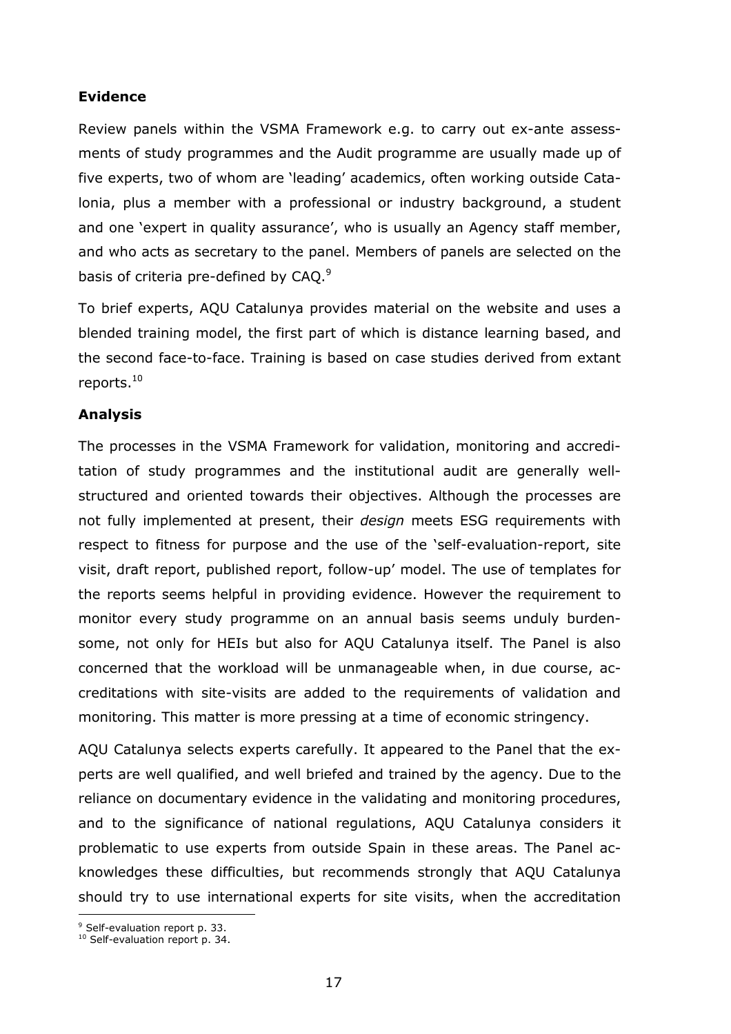**Evidence**

Review panels within the VSMA Framework e.g. to carry out ex-ante assessments of study programmes and the Audit programme are usually made up of five experts, two of whom are 'leading' academics, often working outside Catalonia, plus a member with a professional or industry background, a student and one 'expert in quality assurance', who is usually an Agency staff member, and who acts as secretary to the panel. Members of panels are selected on the basis of criteria pre-defined by CAQ.[9]

To brief experts, AQU Catalunya provides material on the website and uses a blended training model, the first part of which is distance learning based, and the second face-to-face. Training is based on case studies derived from extant reports.[10]

**Analysis**

The processes in the VSMA Framework for validation, monitoring and accreditation of study programmes and the institutional audit are generally well-structured and oriented towards their objectives. Although the processes are not fully implemented at present, their *design* meets ESG requirements with respect to fitness for purpose and the use of the 'self-evaluation-report, site visit, draft report, published report, follow-up' model. The use of templates for the reports seems helpful in providing evidence. However the requirement to monitor every study programme on an annual basis seems unduly burdensome, not only for HEIs but also for AQU Catalunya itself. The Panel is also concerned that the workload will be unmanageable when, in due course, accreditations with site-visits are added to the requirements of validation and monitoring. This matter is more pressing at a time of economic stringency.

AQU Catalunya selects experts carefully. It appeared to the Panel that the experts are well qualified, and well briefed and trained by the agency. Due to the reliance on documentary evidence in the validating and monitoring procedures, and to the significance of national regulations, AQU Catalunya considers it problematic to use experts from outside Spain in these areas. The Panel acknowledges these difficulties, but recommends strongly that AQU Catalunya should try to use international experts for site visits, when the accreditation

[9] Self-evaluation report p. 33.
[10] Self-evaluation report p. 34.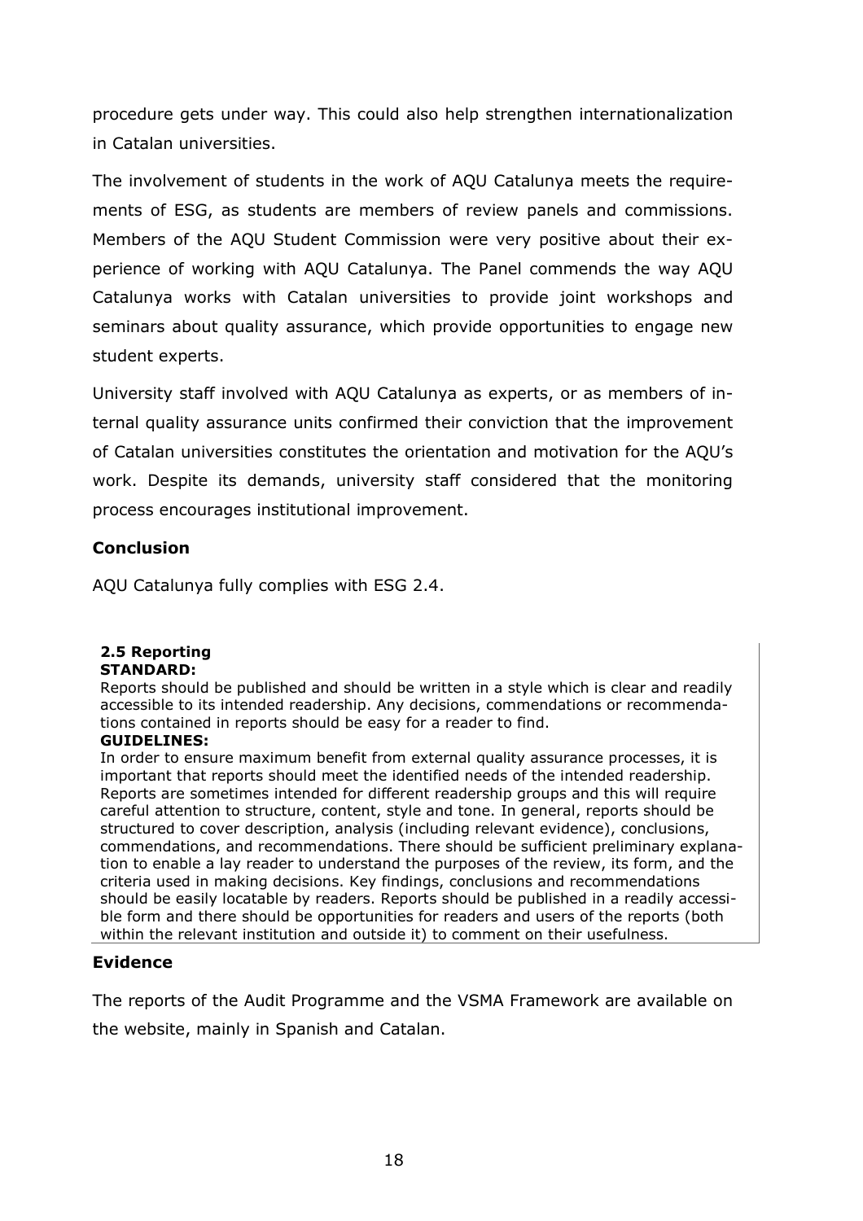procedure gets under way. This could also help strengthen internationalization in Catalan universities.

The involvement of students in the work of AQU Catalunya meets the requirements of ESG, as students are members of review panels and commissions. Members of the AQU Student Commission were very positive about their experience of working with AQU Catalunya. The Panel commends the way AQU Catalunya works with Catalan universities to provide joint workshops and seminars about quality assurance, which provide opportunities to engage new student experts.

University staff involved with AQU Catalunya as experts, or as members of internal quality assurance units confirmed their conviction that the improvement of Catalan universities constitutes the orientation and motivation for the AQU's work. Despite its demands, university staff considered that the monitoring process encourages institutional improvement.

### Conclusion

AQU Catalunya fully complies with ESG 2.4.

**2.5 Reporting**
**STANDARD:**

Reports should be published and should be written in a style which is clear and readily accessible to its intended readership. Any decisions, commendations or recommendations contained in reports should be easy for a reader to find.

**GUIDELINES:**

In order to ensure maximum benefit from external quality assurance processes, it is important that reports should meet the identified needs of the intended readership. Reports are sometimes intended for different readership groups and this will require careful attention to structure, content, style and tone. In general, reports should be structured to cover description, analysis (including relevant evidence), conclusions, commendations, and recommendations. There should be sufficient preliminary explanation to enable a lay reader to understand the purposes of the review, its form, and the criteria used in making decisions. Key findings, conclusions and recommendations should be easily locatable by readers. Reports should be published in a readily accessible form and there should be opportunities for readers and users of the reports (both within the relevant institution and outside it) to comment on their usefulness.

### Evidence

The reports of the Audit Programme and the VSMA Framework are available on the website, mainly in Spanish and Catalan.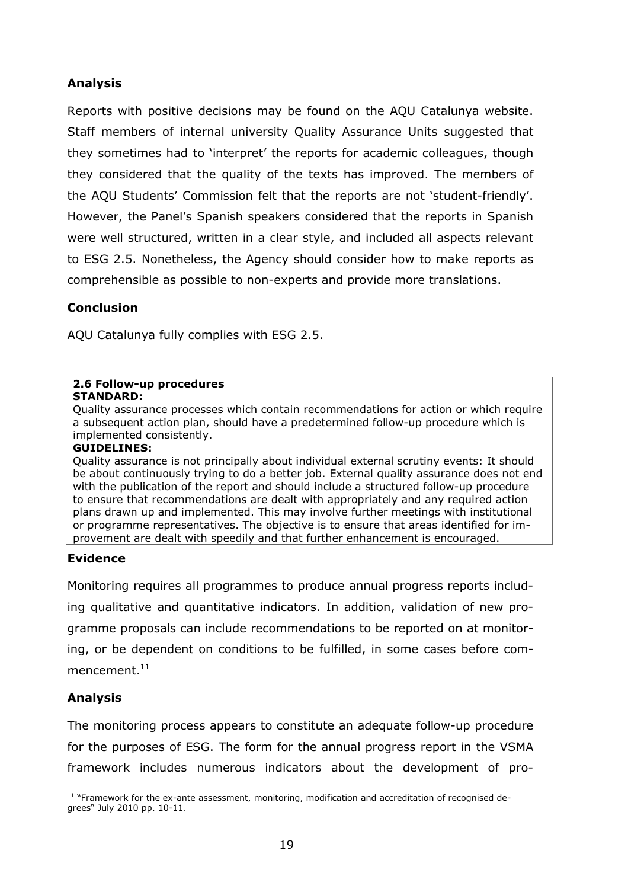### Analysis

Reports with positive decisions may be found on the AQU Catalunya website. Staff members of internal university Quality Assurance Units suggested that they sometimes had to 'interpret' the reports for academic colleagues, though they considered that the quality of the texts has improved. The members of the AQU Students' Commission felt that the reports are not 'student-friendly'. However, the Panel's Spanish speakers considered that the reports in Spanish were well structured, written in a clear style, and included all aspects relevant to ESG 2.5. Nonetheless, the Agency should consider how to make reports as comprehensible as possible to non-experts and provide more translations.

### Conclusion

AQU Catalunya fully complies with ESG 2.5.

**2.6 Follow-up procedures**
**STANDARD:**
Quality assurance processes which contain recommendations for action or which require a subsequent action plan, should have a predetermined follow-up procedure which is implemented consistently.
**GUIDELINES:**
Quality assurance is not principally about individual external scrutiny events: It should be about continuously trying to do a better job. External quality assurance does not end with the publication of the report and should include a structured follow-up procedure to ensure that recommendations are dealt with appropriately and any required action plans drawn up and implemented. This may involve further meetings with institutional or programme representatives. The objective is to ensure that areas identified for improvement are dealt with speedily and that further enhancement is encouraged.

### Evidence

Monitoring requires all programmes to produce annual progress reports including qualitative and quantitative indicators. In addition, validation of new programme proposals can include recommendations to be reported on at monitoring, or be dependent on conditions to be fulfilled, in some cases before commencement.[11]

### Analysis

The monitoring process appears to constitute an adequate follow-up procedure for the purposes of ESG. The form for the annual progress report in the VSMA framework includes numerous indicators about the development of pro-

[11] "Framework for the ex-ante assessment, monitoring, modification and accreditation of recognised degrees" July 2010 pp. 10-11.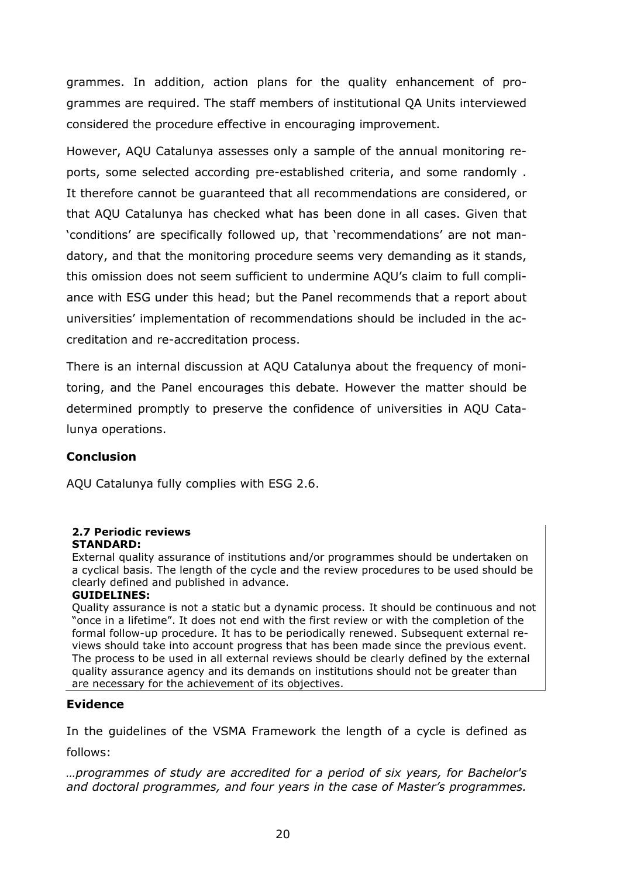grammes. In addition, action plans for the quality enhancement of programmes are required. The staff members of institutional QA Units interviewed considered the procedure effective in encouraging improvement.

However, AQU Catalunya assesses only a sample of the annual monitoring reports, some selected according pre-established criteria, and some randomly . It therefore cannot be guaranteed that all recommendations are considered, or that AQU Catalunya has checked what has been done in all cases. Given that 'conditions' are specifically followed up, that 'recommendations' are not mandatory, and that the monitoring procedure seems very demanding as it stands, this omission does not seem sufficient to undermine AQU's claim to full compliance with ESG under this head; but the Panel recommends that a report about universities' implementation of recommendations should be included in the accreditation and re-accreditation process.

There is an internal discussion at AQU Catalunya about the frequency of monitoring, and the Panel encourages this debate. However the matter should be determined promptly to preserve the confidence of universities in AQU Catalunya operations.

### Conclusion

AQU Catalunya fully complies with ESG 2.6.

**2.7 Periodic reviews**
**STANDARD:**
External quality assurance of institutions and/or programmes should be undertaken on a cyclical basis. The length of the cycle and the review procedures to be used should be clearly defined and published in advance.
**GUIDELINES:**
Quality assurance is not a static but a dynamic process. It should be continuous and not "once in a lifetime". It does not end with the first review or with the completion of the formal follow-up procedure. It has to be periodically renewed. Subsequent external reviews should take into account progress that has been made since the previous event. The process to be used in all external reviews should be clearly defined by the external quality assurance agency and its demands on institutions should not be greater than are necessary for the achievement of its objectives.

### Evidence

In the guidelines of the VSMA Framework the length of a cycle is defined as follows:

*…programmes of study are accredited for a period of six years, for Bachelor's and doctoral programmes, and four years in the case of Master's programmes.*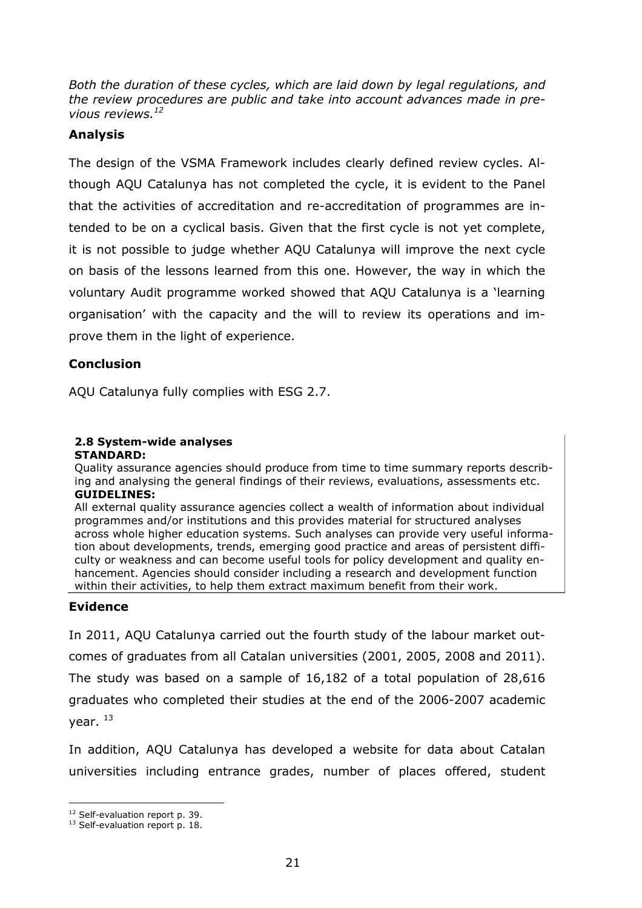*Both the duration of these cycles, which are laid down by legal regulations, and the review procedures are public and take into account advances made in previous reviews.*[12]

### Analysis

The design of the VSMA Framework includes clearly defined review cycles. Although AQU Catalunya has not completed the cycle, it is evident to the Panel that the activities of accreditation and re-accreditation of programmes are intended to be on a cyclical basis. Given that the first cycle is not yet complete, it is not possible to judge whether AQU Catalunya will improve the next cycle on basis of the lessons learned from this one. However, the way in which the voluntary Audit programme worked showed that AQU Catalunya is a 'learning organisation' with the capacity and the will to review its operations and improve them in the light of experience.

### Conclusion

AQU Catalunya fully complies with ESG 2.7.

> **2.8 System-wide analyses**
> **STANDARD:**
> Quality assurance agencies should produce from time to time summary reports describing and analysing the general findings of their reviews, evaluations, assessments etc.
> **GUIDELINES:**
> All external quality assurance agencies collect a wealth of information about individual programmes and/or institutions and this provides material for structured analyses across whole higher education systems. Such analyses can provide very useful information about developments, trends, emerging good practice and areas of persistent difficulty or weakness and can become useful tools for policy development and quality enhancement. Agencies should consider including a research and development function within their activities, to help them extract maximum benefit from their work.

### Evidence

In 2011, AQU Catalunya carried out the fourth study of the labour market outcomes of graduates from all Catalan universities (2001, 2005, 2008 and 2011). The study was based on a sample of 16,182 of a total population of 28,616 graduates who completed their studies at the end of the 2006-2007 academic year. [13]

In addition, AQU Catalunya has developed a website for data about Catalan universities including entrance grades, number of places offered, student

---

[12] Self-evaluation report p. 39.
[13] Self-evaluation report p. 18.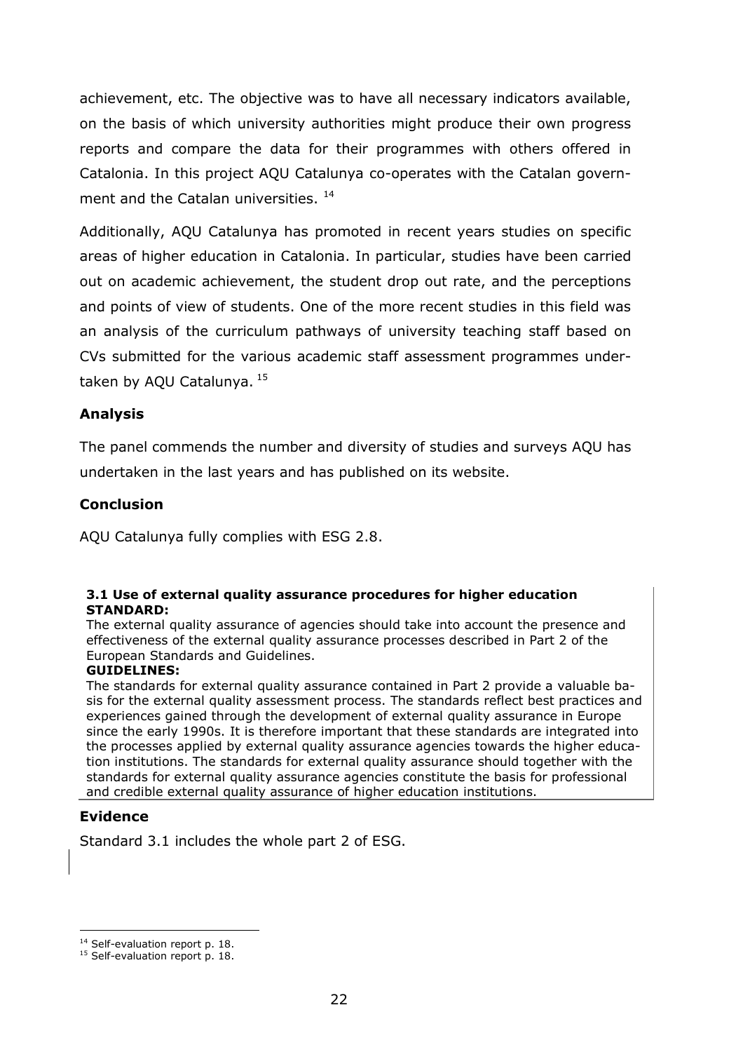achievement, etc. The objective was to have all necessary indicators available, on the basis of which university authorities might produce their own progress reports and compare the data for their programmes with others offered in Catalonia. In this project AQU Catalunya co-operates with the Catalan government and the Catalan universities. [14]

Additionally, AQU Catalunya has promoted in recent years studies on specific areas of higher education in Catalonia. In particular, studies have been carried out on academic achievement, the student drop out rate, and the perceptions and points of view of students. One of the more recent studies in this field was an analysis of the curriculum pathways of university teaching staff based on CVs submitted for the various academic staff assessment programmes undertaken by AQU Catalunya. [15]

### Analysis

The panel commends the number and diversity of studies and surveys AQU has undertaken in the last years and has published on its website.

### Conclusion

AQU Catalunya fully complies with ESG 2.8.

**3.1 Use of external quality assurance procedures for higher education**
**STANDARD:**
The external quality assurance of agencies should take into account the presence and effectiveness of the external quality assurance processes described in Part 2 of the European Standards and Guidelines.
**GUIDELINES:**
The standards for external quality assurance contained in Part 2 provide a valuable basis for the external quality assessment process. The standards reflect best practices and experiences gained through the development of external quality assurance in Europe since the early 1990s. It is therefore important that these standards are integrated into the processes applied by external quality assurance agencies towards the higher education institutions. The standards for external quality assurance should together with the standards for external quality assurance agencies constitute the basis for professional and credible external quality assurance of higher education institutions.

### Evidence

Standard 3.1 includes the whole part 2 of ESG.

---

[14] Self-evaluation report p. 18.
[15] Self-evaluation report p. 18.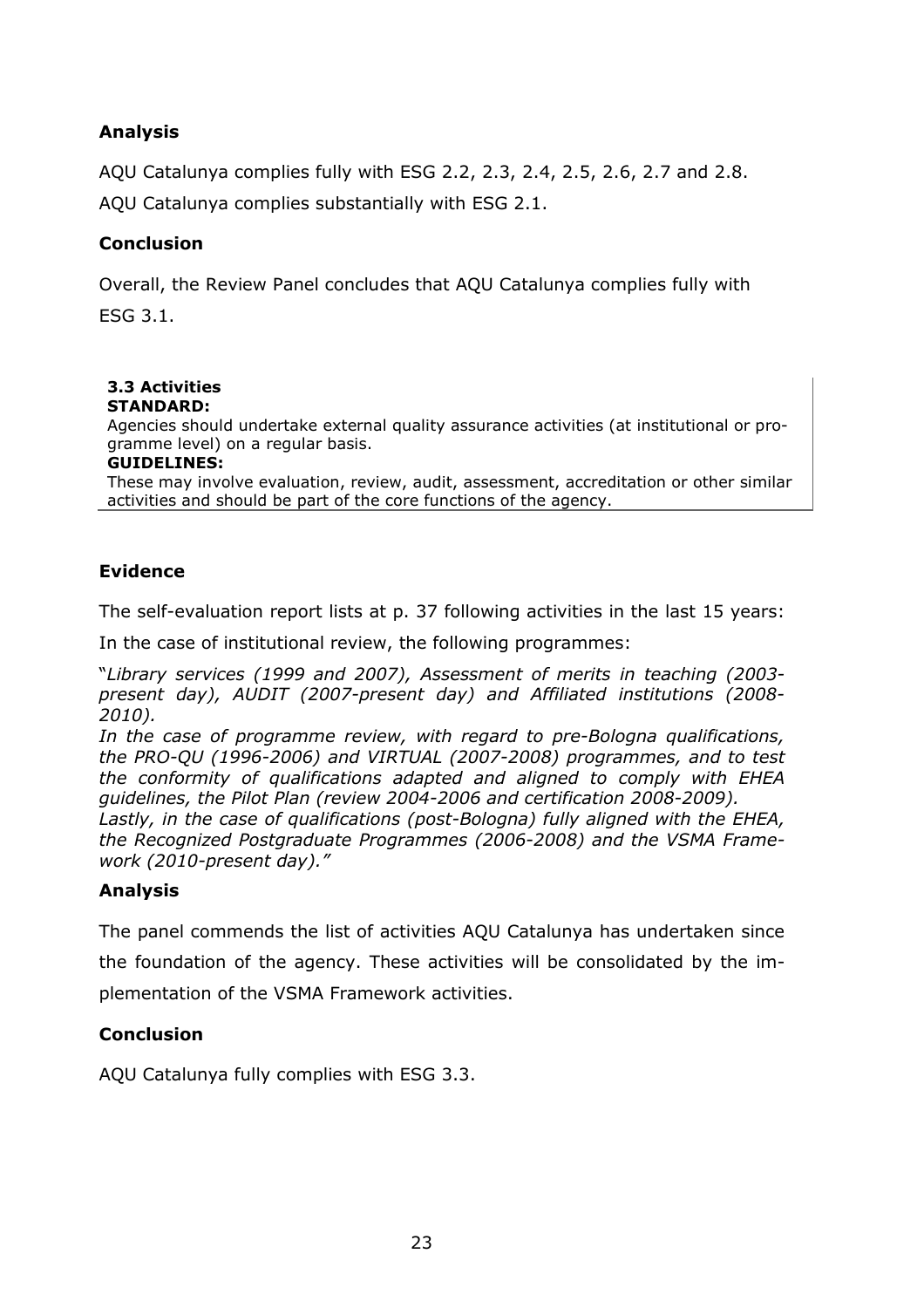### Analysis

AQU Catalunya complies fully with ESG 2.2, 2.3, 2.4, 2.5, 2.6, 2.7 and 2.8.

AQU Catalunya complies substantially with ESG 2.1.

### Conclusion

Overall, the Review Panel concludes that AQU Catalunya complies fully with ESG 3.1.

> **3.3 Activities**
> **STANDARD:**
> Agencies should undertake external quality assurance activities (at institutional or programme level) on a regular basis.
> **GUIDELINES:**
> These may involve evaluation, review, audit, assessment, accreditation or other similar activities and should be part of the core functions of the agency.

### Evidence

The self-evaluation report lists at p. 37 following activities in the last 15 years:

In the case of institutional review, the following programmes:

"*Library services (1999 and 2007), Assessment of merits in teaching (2003-present day), AUDIT (2007-present day) and Affiliated institutions (2008-2010).*
*In the case of programme review, with regard to pre-Bologna qualifications, the PRO-QU (1996-2006) and VIRTUAL (2007-2008) programmes, and to test the conformity of qualifications adapted and aligned to comply with EHEA guidelines, the Pilot Plan (review 2004-2006 and certification 2008-2009).*
*Lastly, in the case of qualifications (post-Bologna) fully aligned with the EHEA, the Recognized Postgraduate Programmes (2006-2008) and the VSMA Framework (2010-present day).*"

### Analysis

The panel commends the list of activities AQU Catalunya has undertaken since the foundation of the agency. These activities will be consolidated by the implementation of the VSMA Framework activities.

### Conclusion

AQU Catalunya fully complies with ESG 3.3.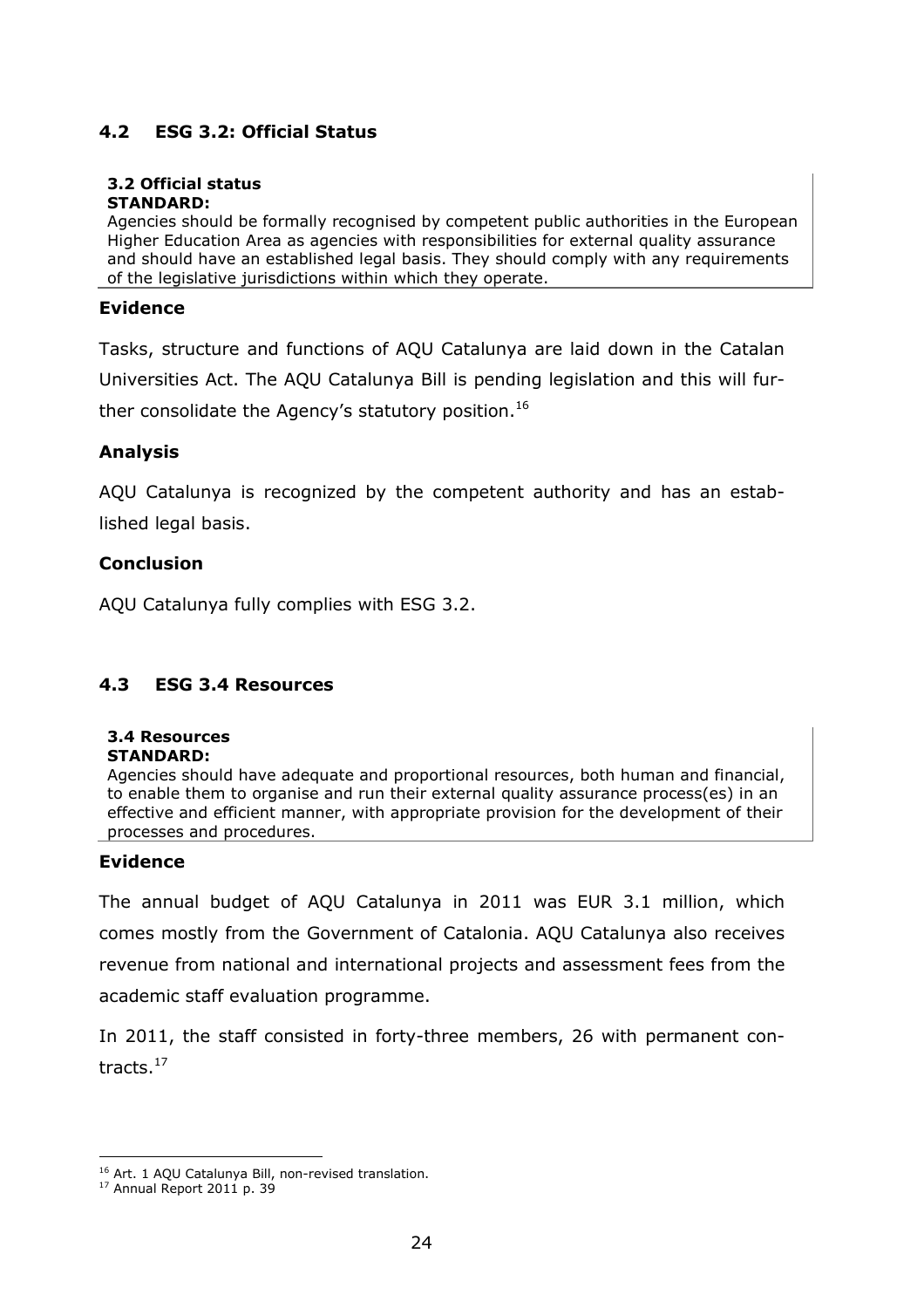## 4.2 ESG 3.2: Official Status

> **3.2 Official status**
> **STANDARD:**
> Agencies should be formally recognised by competent public authorities in the European Higher Education Area as agencies with responsibilities for external quality assurance and should have an established legal basis. They should comply with any requirements of the legislative jurisdictions within which they operate.

### Evidence

Tasks, structure and functions of AQU Catalunya are laid down in the Catalan Universities Act. The AQU Catalunya Bill is pending legislation and this will further consolidate the Agency's statutory position.[16]

### Analysis

AQU Catalunya is recognized by the competent authority and has an established legal basis.

### Conclusion

AQU Catalunya fully complies with ESG 3.2.

## 4.3 ESG 3.4 Resources

> **3.4 Resources**
> **STANDARD:**
> Agencies should have adequate and proportional resources, both human and financial, to enable them to organise and run their external quality assurance process(es) in an effective and efficient manner, with appropriate provision for the development of their processes and procedures.

### Evidence

The annual budget of AQU Catalunya in 2011 was EUR 3.1 million, which comes mostly from the Government of Catalonia. AQU Catalunya also receives revenue from national and international projects and assessment fees from the academic staff evaluation programme.

In 2011, the staff consisted in forty-three members, 26 with permanent contracts.[17]

---

[16] Art. 1 AQU Catalunya Bill, non-revised translation.

[17] Annual Report 2011 p. 39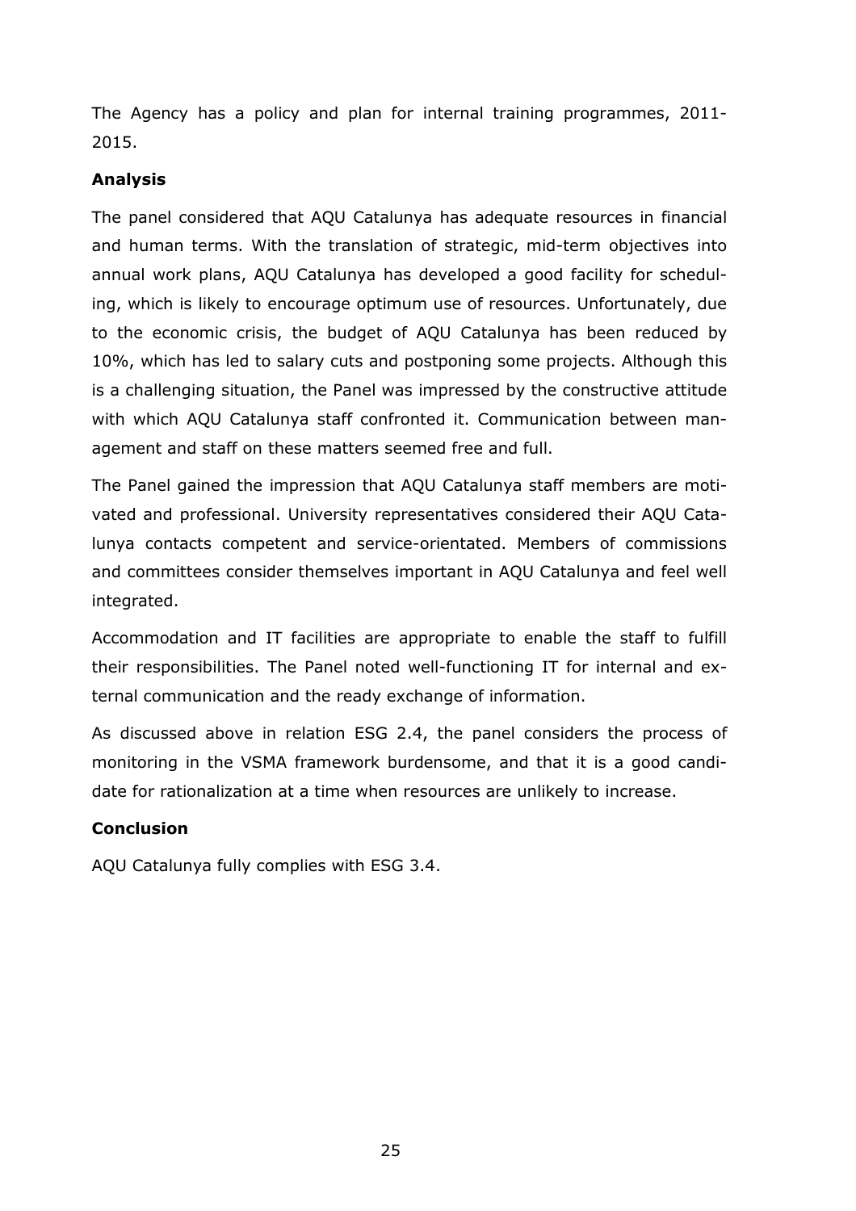The Agency has a policy and plan for internal training programmes, 2011-2015.

**Analysis**

The panel considered that AQU Catalunya has adequate resources in financial and human terms. With the translation of strategic, mid-term objectives into annual work plans, AQU Catalunya has developed a good facility for scheduling, which is likely to encourage optimum use of resources. Unfortunately, due to the economic crisis, the budget of AQU Catalunya has been reduced by 10%, which has led to salary cuts and postponing some projects. Although this is a challenging situation, the Panel was impressed by the constructive attitude with which AQU Catalunya staff confronted it. Communication between management and staff on these matters seemed free and full.

The Panel gained the impression that AQU Catalunya staff members are motivated and professional. University representatives considered their AQU Catalunya contacts competent and service-orientated. Members of commissions and committees consider themselves important in AQU Catalunya and feel well integrated.

Accommodation and IT facilities are appropriate to enable the staff to fulfill their responsibilities. The Panel noted well-functioning IT for internal and external communication and the ready exchange of information.

As discussed above in relation ESG 2.4, the panel considers the process of monitoring in the VSMA framework burdensome, and that it is a good candidate for rationalization at a time when resources are unlikely to increase.

**Conclusion**

AQU Catalunya fully complies with ESG 3.4.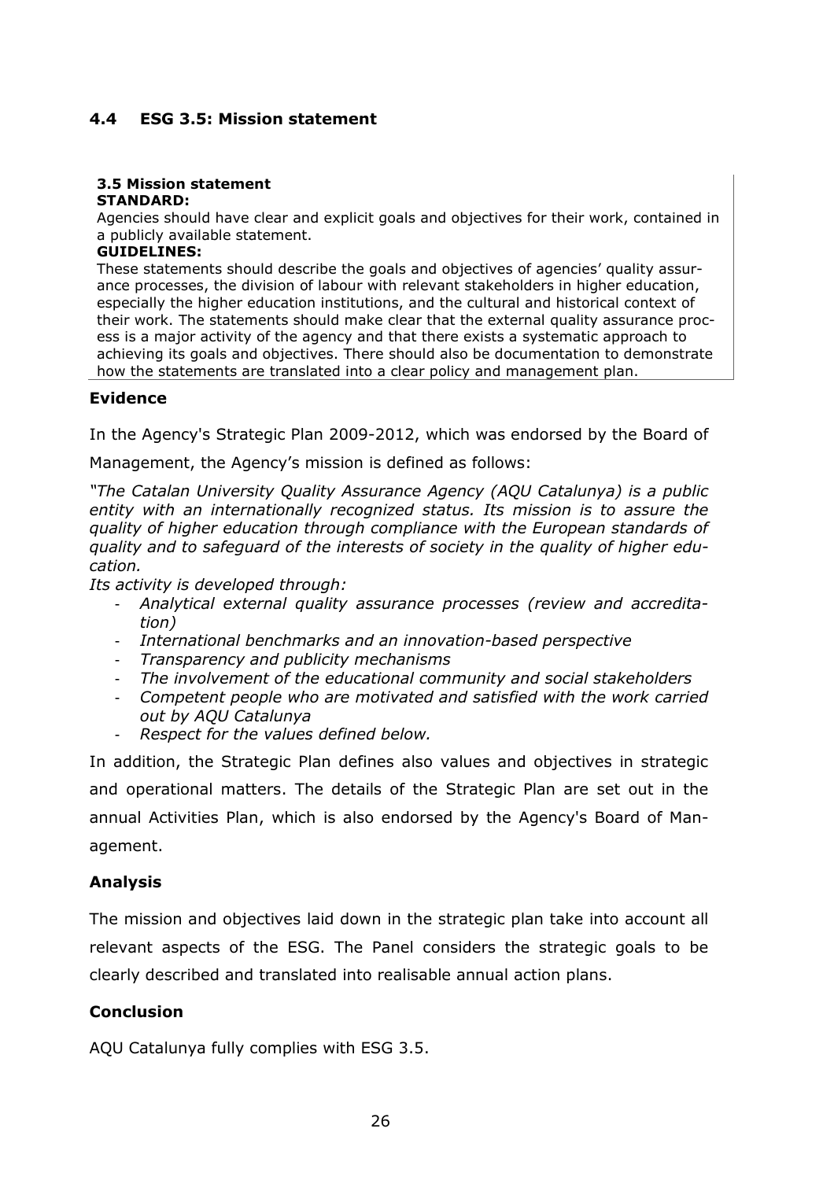## 4.4 ESG 3.5: Mission statement

> **3.5 Mission statement**
> **STANDARD:**
> Agencies should have clear and explicit goals and objectives for their work, contained in a publicly available statement.
> **GUIDELINES:**
> These statements should describe the goals and objectives of agencies' quality assurance processes, the division of labour with relevant stakeholders in higher education, especially the higher education institutions, and the cultural and historical context of their work. The statements should make clear that the external quality assurance process is a major activity of the agency and that there exists a systematic approach to achieving its goals and objectives. There should also be documentation to demonstrate how the statements are translated into a clear policy and management plan.

### Evidence

In the Agency's Strategic Plan 2009-2012, which was endorsed by the Board of Management, the Agency's mission is defined as follows:

*"The Catalan University Quality Assurance Agency (AQU Catalunya) is a public entity with an internationally recognized status. Its mission is to assure the quality of higher education through compliance with the European standards of quality and to safeguard of the interests of society in the quality of higher education.*

*Its activity is developed through:*

- *Analytical external quality assurance processes (review and accreditation)*
- *International benchmarks and an innovation-based perspective*
- *Transparency and publicity mechanisms*
- *The involvement of the educational community and social stakeholders*
- *Competent people who are motivated and satisfied with the work carried out by AQU Catalunya*
- *Respect for the values defined below.*

In addition, the Strategic Plan defines also values and objectives in strategic and operational matters. The details of the Strategic Plan are set out in the annual Activities Plan, which is also endorsed by the Agency's Board of Management.

### Analysis

The mission and objectives laid down in the strategic plan take into account all relevant aspects of the ESG. The Panel considers the strategic goals to be clearly described and translated into realisable annual action plans.

### Conclusion

AQU Catalunya fully complies with ESG 3.5.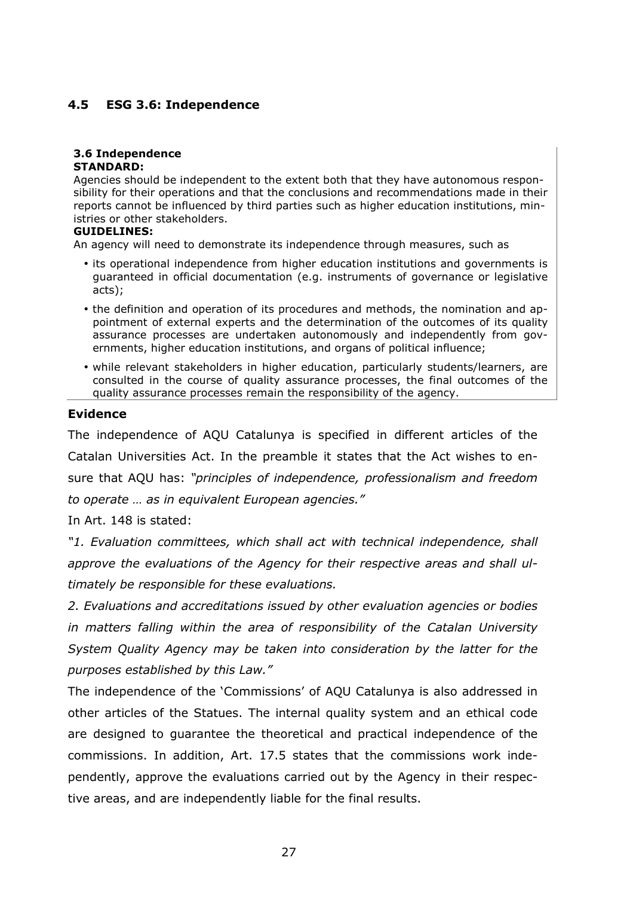## 4.5 ESG 3.6: Independence

**3.6 Independence**
**STANDARD:**
Agencies should be independent to the extent both that they have autonomous responsibility for their operations and that the conclusions and recommendations made in their reports cannot be influenced by third parties such as higher education institutions, ministries or other stakeholders.
**GUIDELINES:**
An agency will need to demonstrate its independence through measures, such as

- its operational independence from higher education institutions and governments is guaranteed in official documentation (e.g. instruments of governance or legislative acts);
- the definition and operation of its procedures and methods, the nomination and appointment of external experts and the determination of the outcomes of its quality assurance processes are undertaken autonomously and independently from governments, higher education institutions, and organs of political influence;
- while relevant stakeholders in higher education, particularly students/learners, are consulted in the course of quality assurance processes, the final outcomes of the quality assurance processes remain the responsibility of the agency.

### Evidence

The independence of AQU Catalunya is specified in different articles of the Catalan Universities Act. In the preamble it states that the Act wishes to ensure that AQU has: *"principles of independence, professionalism and freedom to operate … as in equivalent European agencies."*

In Art. 148 is stated:

*"1. Evaluation committees, which shall act with technical independence, shall approve the evaluations of the Agency for their respective areas and shall ultimately be responsible for these evaluations.*

*2. Evaluations and accreditations issued by other evaluation agencies or bodies in matters falling within the area of responsibility of the Catalan University System Quality Agency may be taken into consideration by the latter for the purposes established by this Law."*

The independence of the 'Commissions' of AQU Catalunya is also addressed in other articles of the Statues. The internal quality system and an ethical code are designed to guarantee the theoretical and practical independence of the commissions. In addition, Art. 17.5 states that the commissions work independently, approve the evaluations carried out by the Agency in their respective areas, and are independently liable for the final results.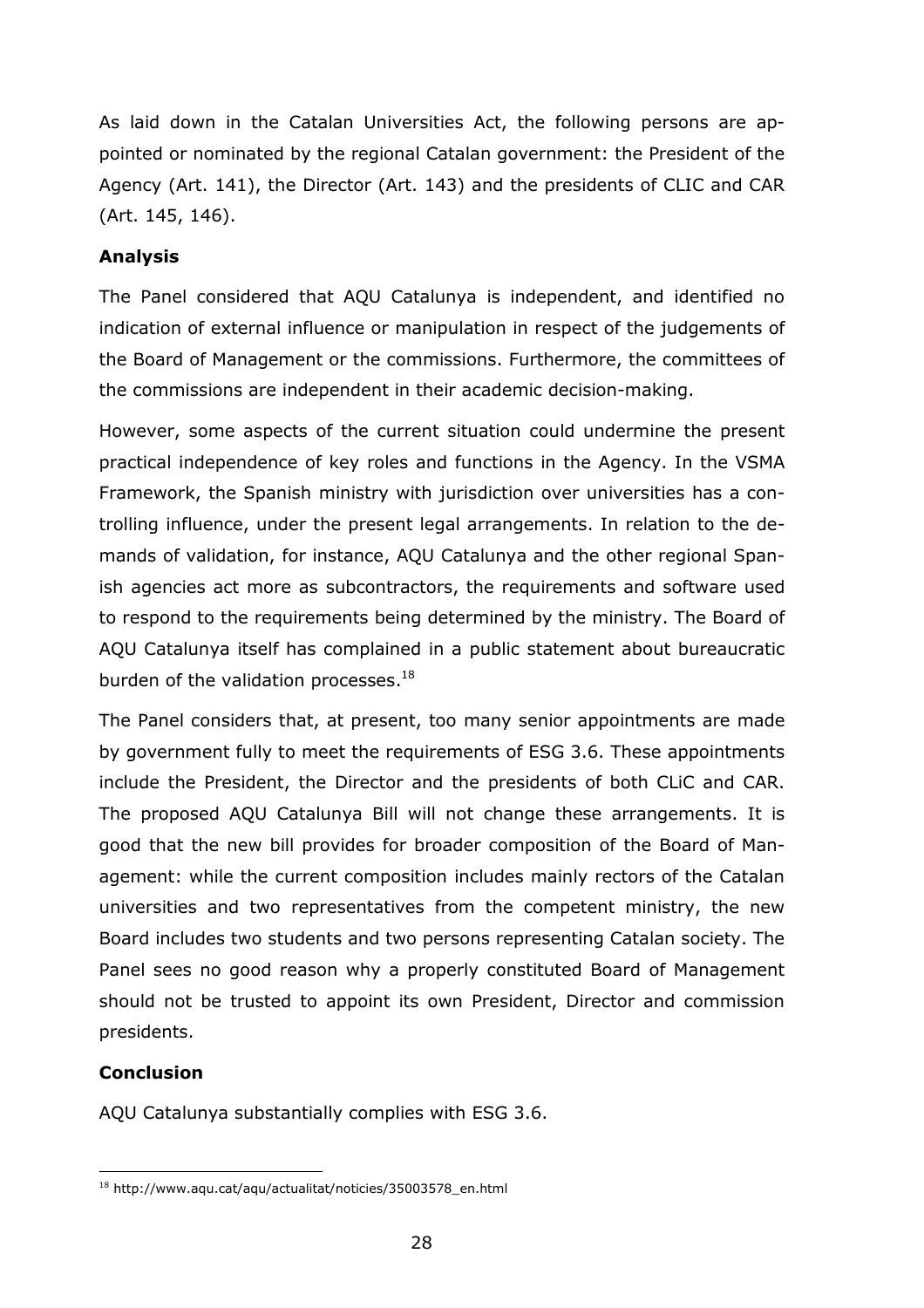As laid down in the Catalan Universities Act, the following persons are appointed or nominated by the regional Catalan government: the President of the Agency (Art. 141), the Director (Art. 143) and the presidents of CLIC and CAR (Art. 145, 146).

**Analysis**

The Panel considered that AQU Catalunya is independent, and identified no indication of external influence or manipulation in respect of the judgements of the Board of Management or the commissions. Furthermore, the committees of the commissions are independent in their academic decision-making.

However, some aspects of the current situation could undermine the present practical independence of key roles and functions in the Agency. In the VSMA Framework, the Spanish ministry with jurisdiction over universities has a controlling influence, under the present legal arrangements. In relation to the demands of validation, for instance, AQU Catalunya and the other regional Spanish agencies act more as subcontractors, the requirements and software used to respond to the requirements being determined by the ministry. The Board of AQU Catalunya itself has complained in a public statement about bureaucratic burden of the validation processes.[18]

The Panel considers that, at present, too many senior appointments are made by government fully to meet the requirements of ESG 3.6. These appointments include the President, the Director and the presidents of both CLiC and CAR. The proposed AQU Catalunya Bill will not change these arrangements. It is good that the new bill provides for broader composition of the Board of Management: while the current composition includes mainly rectors of the Catalan universities and two representatives from the competent ministry, the new Board includes two students and two persons representing Catalan society. The Panel sees no good reason why a properly constituted Board of Management should not be trusted to appoint its own President, Director and commission presidents.

**Conclusion**

AQU Catalunya substantially complies with ESG 3.6.

[18] http://www.aqu.cat/aqu/actualitat/noticies/35003578_en.html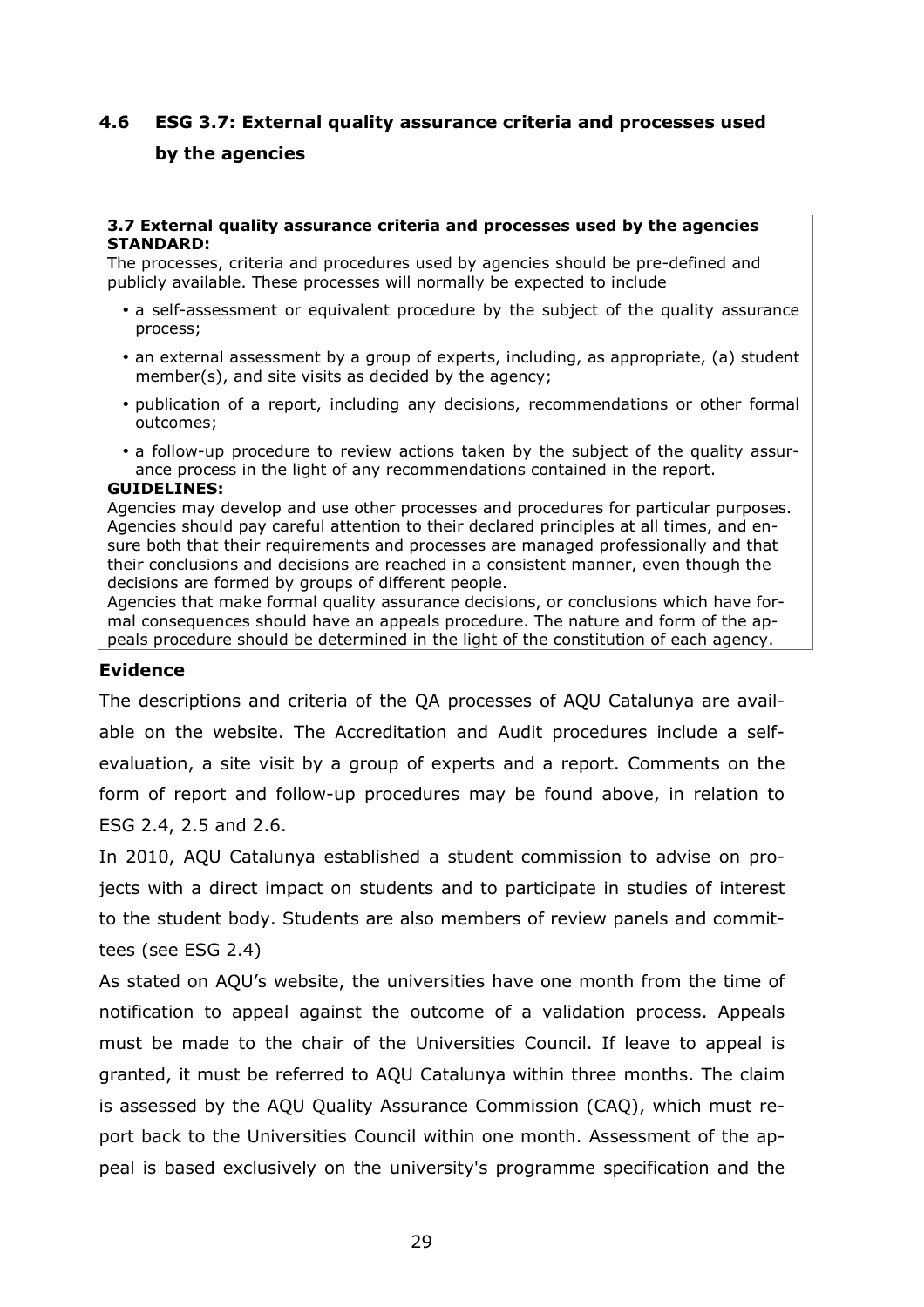## 4.6 ESG 3.7: External quality assurance criteria and processes used by the agencies

**3.7 External quality assurance criteria and processes used by the agencies**
**STANDARD:**

The processes, criteria and procedures used by agencies should be pre-defined and publicly available. These processes will normally be expected to include

- a self-assessment or equivalent procedure by the subject of the quality assurance process;
- an external assessment by a group of experts, including, as appropriate, (a) student member(s), and site visits as decided by the agency;
- publication of a report, including any decisions, recommendations or other formal outcomes;
- a follow-up procedure to review actions taken by the subject of the quality assurance process in the light of any recommendations contained in the report.

**GUIDELINES:**

Agencies may develop and use other processes and procedures for particular purposes. Agencies should pay careful attention to their declared principles at all times, and ensure both that their requirements and processes are managed professionally and that their conclusions and decisions are reached in a consistent manner, even though the decisions are formed by groups of different people.

Agencies that make formal quality assurance decisions, or conclusions which have formal consequences should have an appeals procedure. The nature and form of the appeals procedure should be determined in the light of the constitution of each agency.

### Evidence

The descriptions and criteria of the QA processes of AQU Catalunya are available on the website. The Accreditation and Audit procedures include a self-evaluation, a site visit by a group of experts and a report. Comments on the form of report and follow-up procedures may be found above, in relation to ESG 2.4, 2.5 and 2.6.

In 2010, AQU Catalunya established a student commission to advise on projects with a direct impact on students and to participate in studies of interest to the student body. Students are also members of review panels and committees (see ESG 2.4)

As stated on AQU's website, the universities have one month from the time of notification to appeal against the outcome of a validation process. Appeals must be made to the chair of the Universities Council. If leave to appeal is granted, it must be referred to AQU Catalunya within three months. The claim is assessed by the AQU Quality Assurance Commission (CAQ), which must report back to the Universities Council within one month. Assessment of the appeal is based exclusively on the university's programme specification and the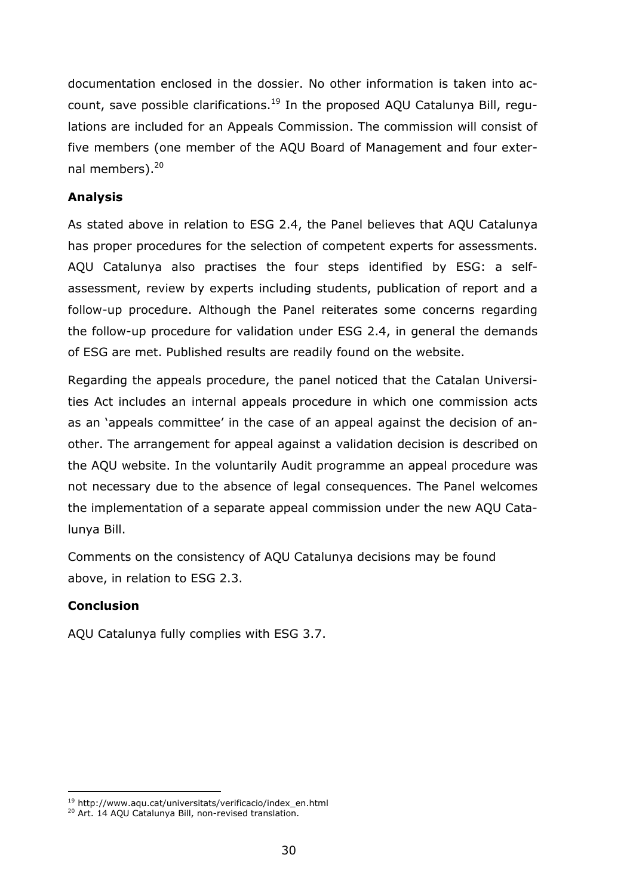documentation enclosed in the dossier. No other information is taken into account, save possible clarifications.[19] In the proposed AQU Catalunya Bill, regulations are included for an Appeals Commission. The commission will consist of five members (one member of the AQU Board of Management and four external members).[20]

**Analysis**

As stated above in relation to ESG 2.4, the Panel believes that AQU Catalunya has proper procedures for the selection of competent experts for assessments. AQU Catalunya also practises the four steps identified by ESG: a self-assessment, review by experts including students, publication of report and a follow-up procedure. Although the Panel reiterates some concerns regarding the follow-up procedure for validation under ESG 2.4, in general the demands of ESG are met. Published results are readily found on the website.

Regarding the appeals procedure, the panel noticed that the Catalan Universities Act includes an internal appeals procedure in which one commission acts as an 'appeals committee' in the case of an appeal against the decision of another. The arrangement for appeal against a validation decision is described on the AQU website. In the voluntarily Audit programme an appeal procedure was not necessary due to the absence of legal consequences. The Panel welcomes the implementation of a separate appeal commission under the new AQU Catalunya Bill.

Comments on the consistency of AQU Catalunya decisions may be found above, in relation to ESG 2.3.

**Conclusion**

AQU Catalunya fully complies with ESG 3.7.

---

[19] http://www.aqu.cat/universitats/verificacio/index_en.html

[20] Art. 14 AQU Catalunya Bill, non-revised translation.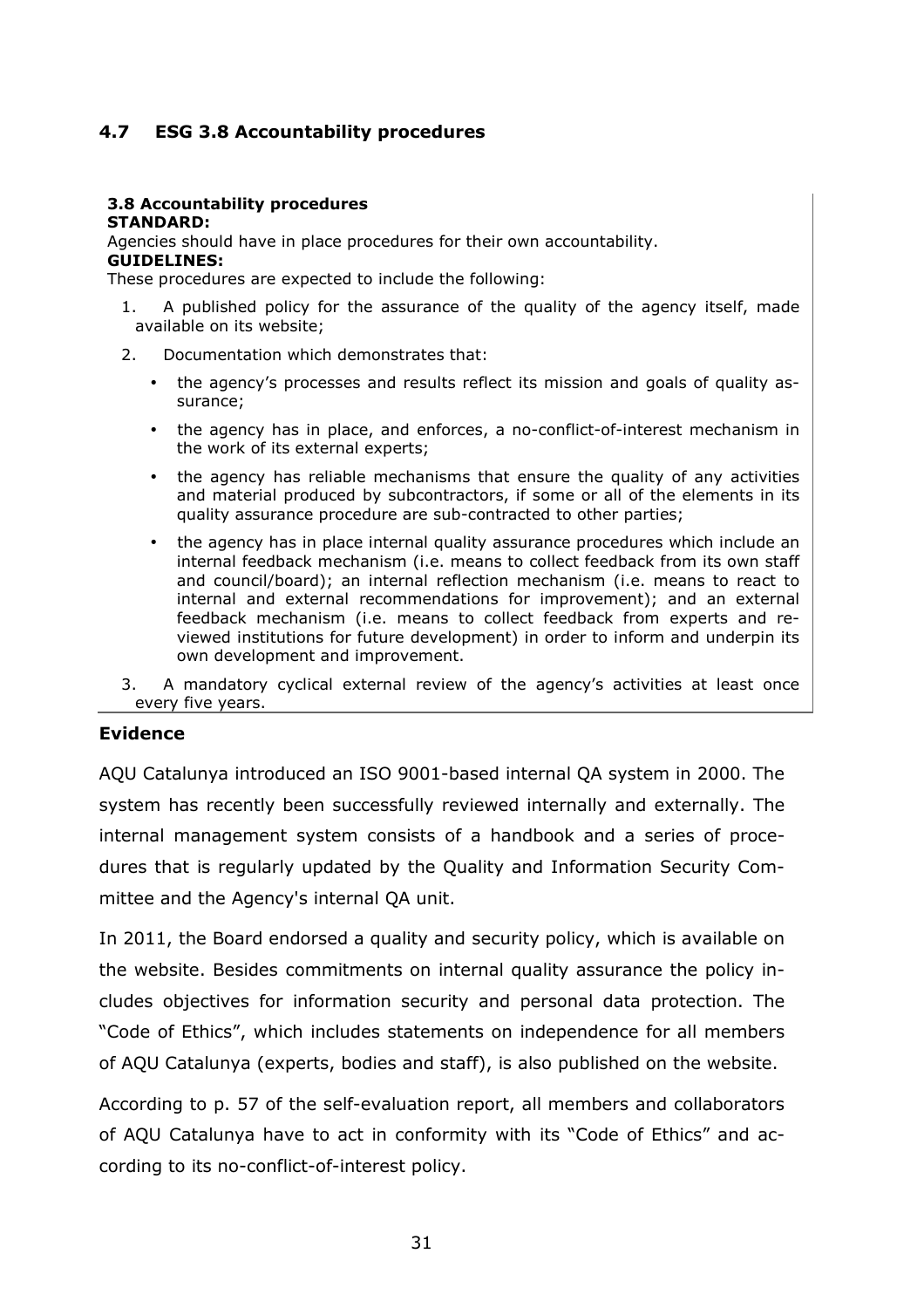## 4.7 ESG 3.8 Accountability procedures

**3.8 Accountability procedures**
**STANDARD:**
Agencies should have in place procedures for their own accountability.
**GUIDELINES:**
These procedures are expected to include the following:

1. A published policy for the assurance of the quality of the agency itself, made available on its website;
2. Documentation which demonstrates that:
   - the agency's processes and results reflect its mission and goals of quality assurance;
   - the agency has in place, and enforces, a no-conflict-of-interest mechanism in the work of its external experts;
   - the agency has reliable mechanisms that ensure the quality of any activities and material produced by subcontractors, if some or all of the elements in its quality assurance procedure are sub-contracted to other parties;
   - the agency has in place internal quality assurance procedures which include an internal feedback mechanism (i.e. means to collect feedback from its own staff and council/board); an internal reflection mechanism (i.e. means to react to internal and external recommendations for improvement); and an external feedback mechanism (i.e. means to collect feedback from experts and reviewed institutions for future development) in order to inform and underpin its own development and improvement.
3. A mandatory cyclical external review of the agency's activities at least once every five years.

### Evidence

AQU Catalunya introduced an ISO 9001-based internal QA system in 2000. The system has recently been successfully reviewed internally and externally. The internal management system consists of a handbook and a series of procedures that is regularly updated by the Quality and Information Security Committee and the Agency's internal QA unit.

In 2011, the Board endorsed a quality and security policy, which is available on the website. Besides commitments on internal quality assurance the policy includes objectives for information security and personal data protection. The "Code of Ethics", which includes statements on independence for all members of AQU Catalunya (experts, bodies and staff), is also published on the website.

According to p. 57 of the self-evaluation report, all members and collaborators of AQU Catalunya have to act in conformity with its "Code of Ethics" and according to its no-conflict-of-interest policy.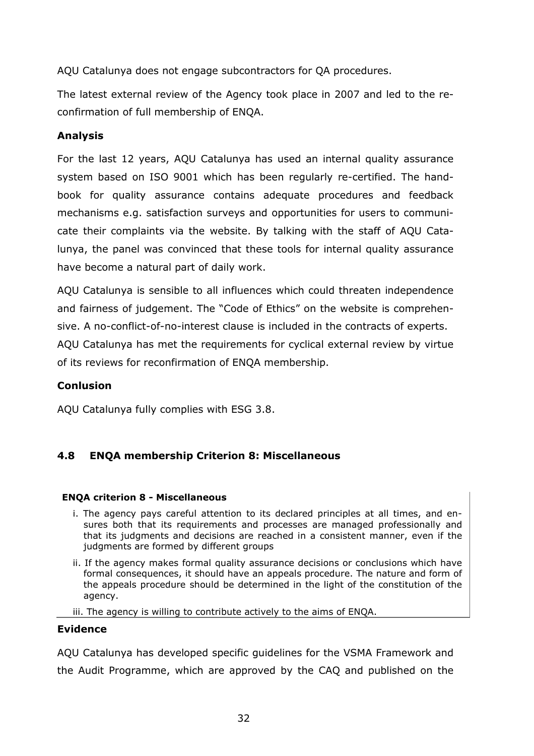AQU Catalunya does not engage subcontractors for QA procedures.

The latest external review of the Agency took place in 2007 and led to the re-confirmation of full membership of ENQA.

### Analysis

For the last 12 years, AQU Catalunya has used an internal quality assurance system based on ISO 9001 which has been regularly re-certified. The hand-book for quality assurance contains adequate procedures and feedback mechanisms e.g. satisfaction surveys and opportunities for users to communicate their complaints via the website. By talking with the staff of AQU Catalunya, the panel was convinced that these tools for internal quality assurance have become a natural part of daily work.

AQU Catalunya is sensible to all influences which could threaten independence and fairness of judgement. The "Code of Ethics" on the website is comprehensive. A no-conflict-of-no-interest clause is included in the contracts of experts.
AQU Catalunya has met the requirements for cyclical external review by virtue of its reviews for reconfirmation of ENQA membership.

### Conlusion

AQU Catalunya fully complies with ESG 3.8.

## 4.8 ENQA membership Criterion 8: Miscellaneous

**ENQA criterion 8 - Miscellaneous**

i. The agency pays careful attention to its declared principles at all times, and ensures both that its requirements and processes are managed professionally and that its judgments and decisions are reached in a consistent manner, even if the judgments are formed by different groups

ii. If the agency makes formal quality assurance decisions or conclusions which have formal consequences, it should have an appeals procedure. The nature and form of the appeals procedure should be determined in the light of the constitution of the agency.

iii. The agency is willing to contribute actively to the aims of ENQA.

### Evidence

AQU Catalunya has developed specific guidelines for the VSMA Framework and the Audit Programme, which are approved by the CAQ and published on the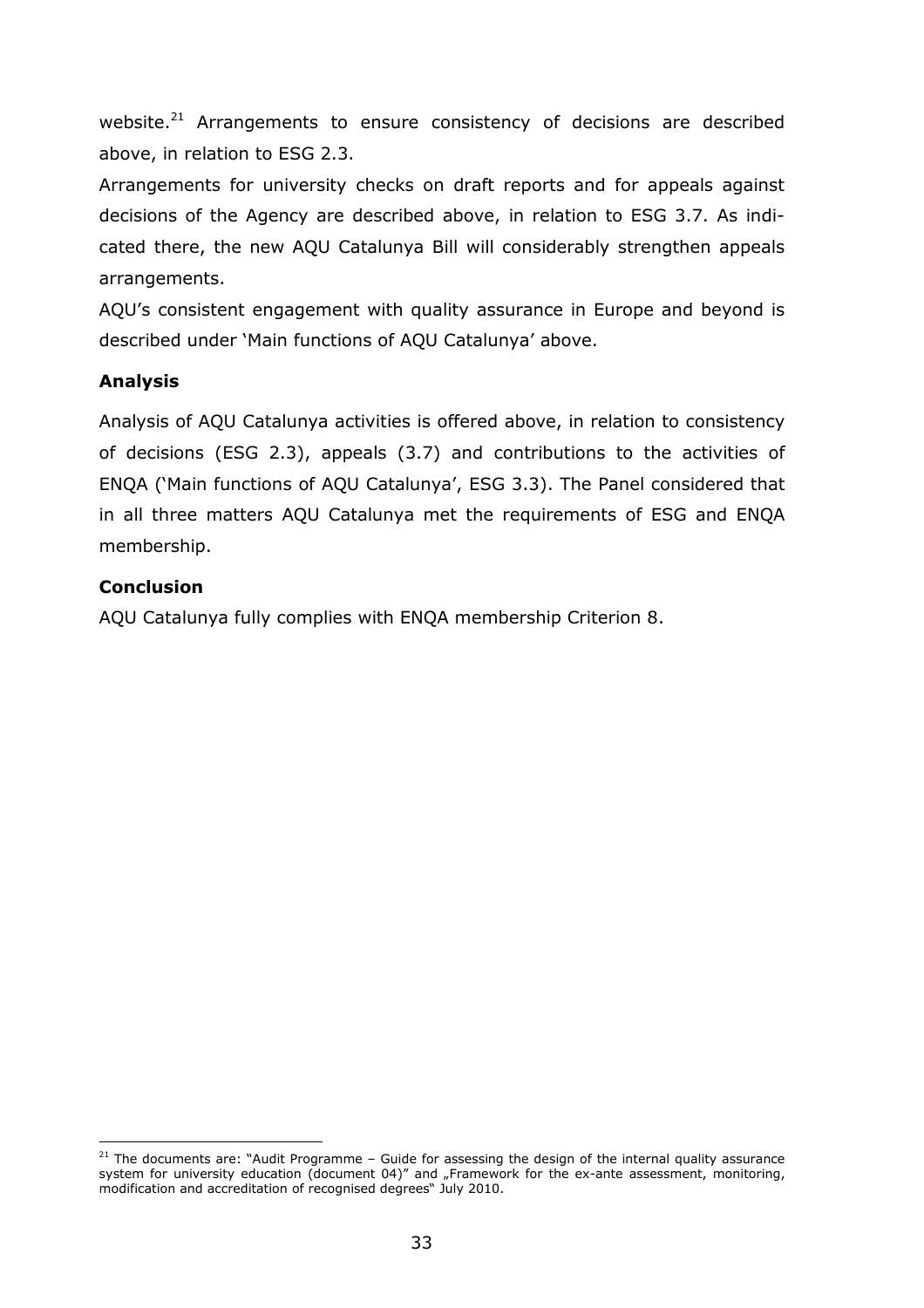website.[21] Arrangements to ensure consistency of decisions are described above, in relation to ESG 2.3.

Arrangements for university checks on draft reports and for appeals against decisions of the Agency are described above, in relation to ESG 3.7. As indicated there, the new AQU Catalunya Bill will considerably strengthen appeals arrangements.

AQU's consistent engagement with quality assurance in Europe and beyond is described under 'Main functions of AQU Catalunya' above.

### Analysis

Analysis of AQU Catalunya activities is offered above, in relation to consistency of decisions (ESG 2.3), appeals (3.7) and contributions to the activities of ENQA ('Main functions of AQU Catalunya', ESG 3.3). The Panel considered that in all three matters AQU Catalunya met the requirements of ESG and ENQA membership.

### Conclusion

AQU Catalunya fully complies with ENQA membership Criterion 8.

---

[21] The documents are: "Audit Programme – Guide for assessing the design of the internal quality assurance system for university education (document 04)" and „Framework for the ex-ante assessment, monitoring, modification and accreditation of recognised degrees" July 2010.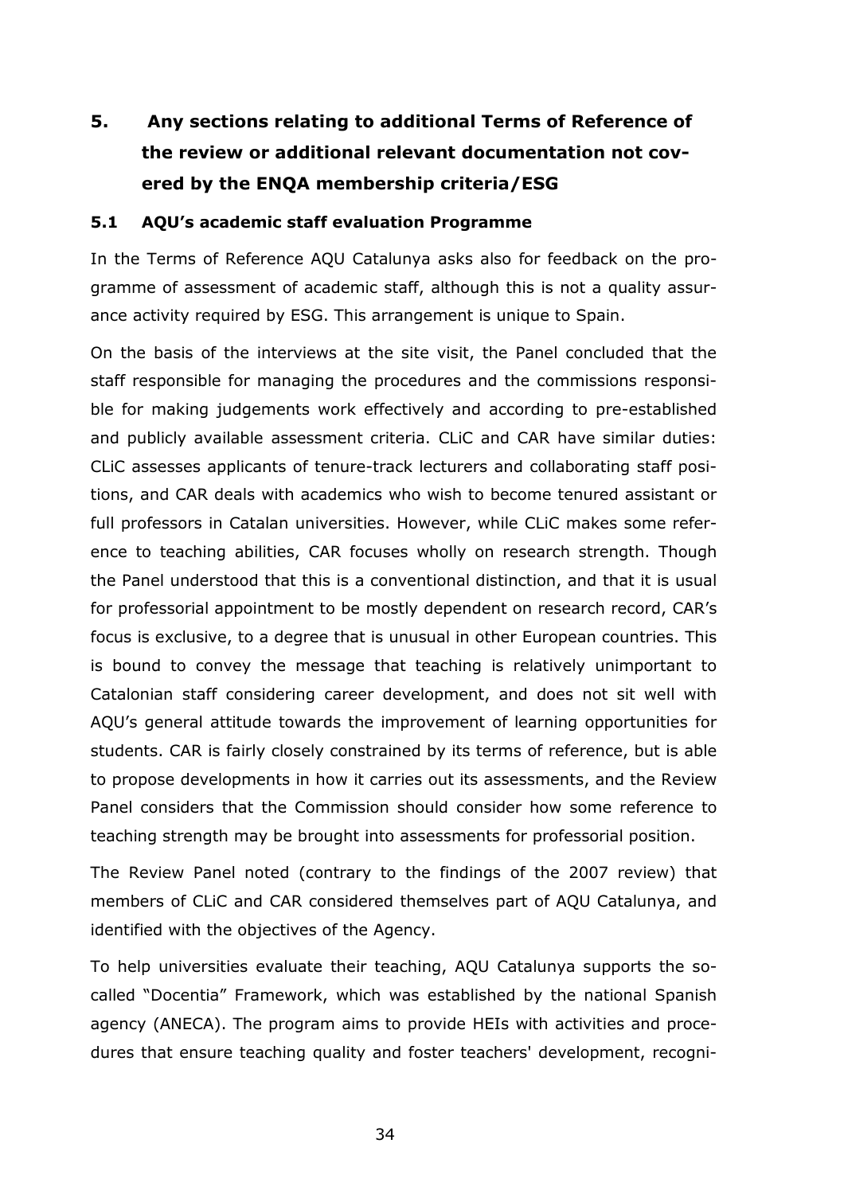## 5. Any sections relating to additional Terms of Reference of the review or additional relevant documentation not covered by the ENQA membership criteria/ESG

### 5.1 AQU's academic staff evaluation Programme

In the Terms of Reference AQU Catalunya asks also for feedback on the programme of assessment of academic staff, although this is not a quality assurance activity required by ESG. This arrangement is unique to Spain.

On the basis of the interviews at the site visit, the Panel concluded that the staff responsible for managing the procedures and the commissions responsible for making judgements work effectively and according to pre-established and publicly available assessment criteria. CLiC and CAR have similar duties: CLiC assesses applicants of tenure-track lecturers and collaborating staff positions, and CAR deals with academics who wish to become tenured assistant or full professors in Catalan universities. However, while CLiC makes some reference to teaching abilities, CAR focuses wholly on research strength. Though the Panel understood that this is a conventional distinction, and that it is usual for professorial appointment to be mostly dependent on research record, CAR's focus is exclusive, to a degree that is unusual in other European countries. This is bound to convey the message that teaching is relatively unimportant to Catalonian staff considering career development, and does not sit well with AQU's general attitude towards the improvement of learning opportunities for students. CAR is fairly closely constrained by its terms of reference, but is able to propose developments in how it carries out its assessments, and the Review Panel considers that the Commission should consider how some reference to teaching strength may be brought into assessments for professorial position.

The Review Panel noted (contrary to the findings of the 2007 review) that members of CLiC and CAR considered themselves part of AQU Catalunya, and identified with the objectives of the Agency.

To help universities evaluate their teaching, AQU Catalunya supports the so-called "Docentia" Framework, which was established by the national Spanish agency (ANECA). The program aims to provide HEIs with activities and procedures that ensure teaching quality and foster teachers' development, recogni-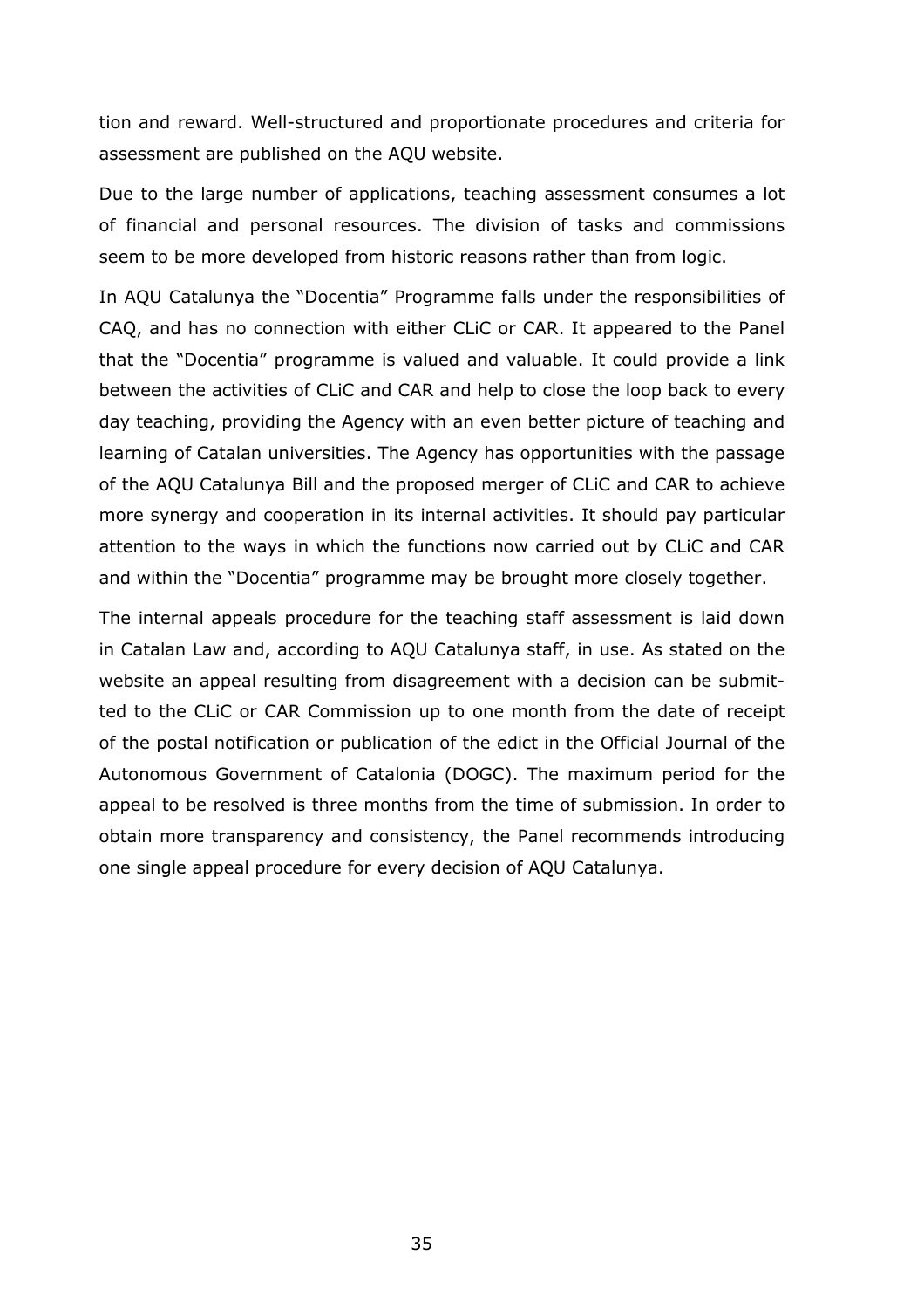tion and reward. Well-structured and proportionate procedures and criteria for assessment are published on the AQU website.

Due to the large number of applications, teaching assessment consumes a lot of financial and personal resources. The division of tasks and commissions seem to be more developed from historic reasons rather than from logic.

In AQU Catalunya the "Docentia" Programme falls under the responsibilities of CAQ, and has no connection with either CLiC or CAR. It appeared to the Panel that the "Docentia" programme is valued and valuable. It could provide a link between the activities of CLiC and CAR and help to close the loop back to every day teaching, providing the Agency with an even better picture of teaching and learning of Catalan universities. The Agency has opportunities with the passage of the AQU Catalunya Bill and the proposed merger of CLiC and CAR to achieve more synergy and cooperation in its internal activities. It should pay particular attention to the ways in which the functions now carried out by CLiC and CAR and within the "Docentia" programme may be brought more closely together.

The internal appeals procedure for the teaching staff assessment is laid down in Catalan Law and, according to AQU Catalunya staff, in use. As stated on the website an appeal resulting from disagreement with a decision can be submitted to the CLiC or CAR Commission up to one month from the date of receipt of the postal notification or publication of the edict in the Official Journal of the Autonomous Government of Catalonia (DOGC). The maximum period for the appeal to be resolved is three months from the time of submission. In order to obtain more transparency and consistency, the Panel recommends introducing one single appeal procedure for every decision of AQU Catalunya.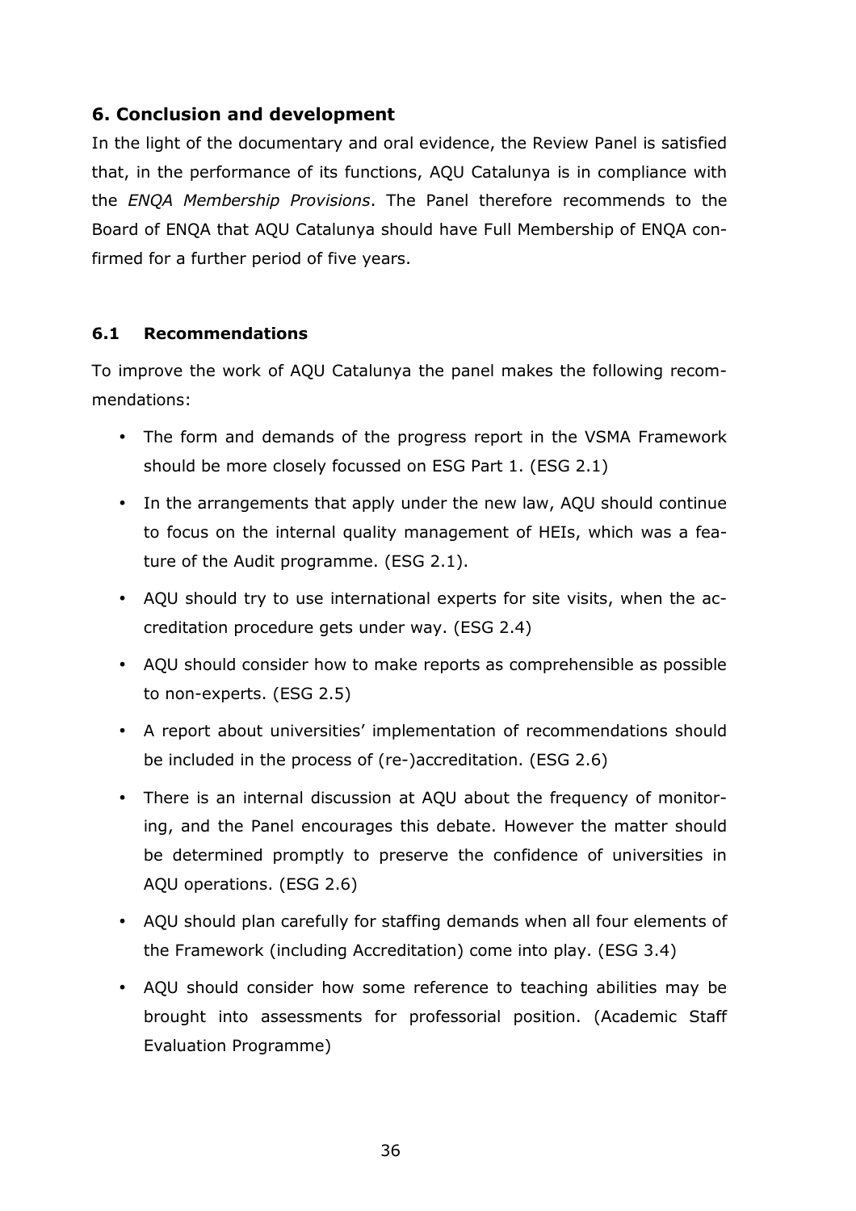## 6. Conclusion and development

In the light of the documentary and oral evidence, the Review Panel is satisfied that, in the performance of its functions, AQU Catalunya is in compliance with the *ENQA Membership Provisions*. The Panel therefore recommends to the Board of ENQA that AQU Catalunya should have Full Membership of ENQA confirmed for a further period of five years.

### 6.1 Recommendations

To improve the work of AQU Catalunya the panel makes the following recommendations:

- The form and demands of the progress report in the VSMA Framework should be more closely focussed on ESG Part 1. (ESG 2.1)
- In the arrangements that apply under the new law, AQU should continue to focus on the internal quality management of HEIs, which was a feature of the Audit programme. (ESG 2.1).
- AQU should try to use international experts for site visits, when the accreditation procedure gets under way. (ESG 2.4)
- AQU should consider how to make reports as comprehensible as possible to non-experts. (ESG 2.5)
- A report about universities' implementation of recommendations should be included in the process of (re-)accreditation. (ESG 2.6)
- There is an internal discussion at AQU about the frequency of monitoring, and the Panel encourages this debate. However the matter should be determined promptly to preserve the confidence of universities in AQU operations. (ESG 2.6)
- AQU should plan carefully for staffing demands when all four elements of the Framework (including Accreditation) come into play. (ESG 3.4)
- AQU should consider how some reference to teaching abilities may be brought into assessments for professorial position. (Academic Staff Evaluation Programme)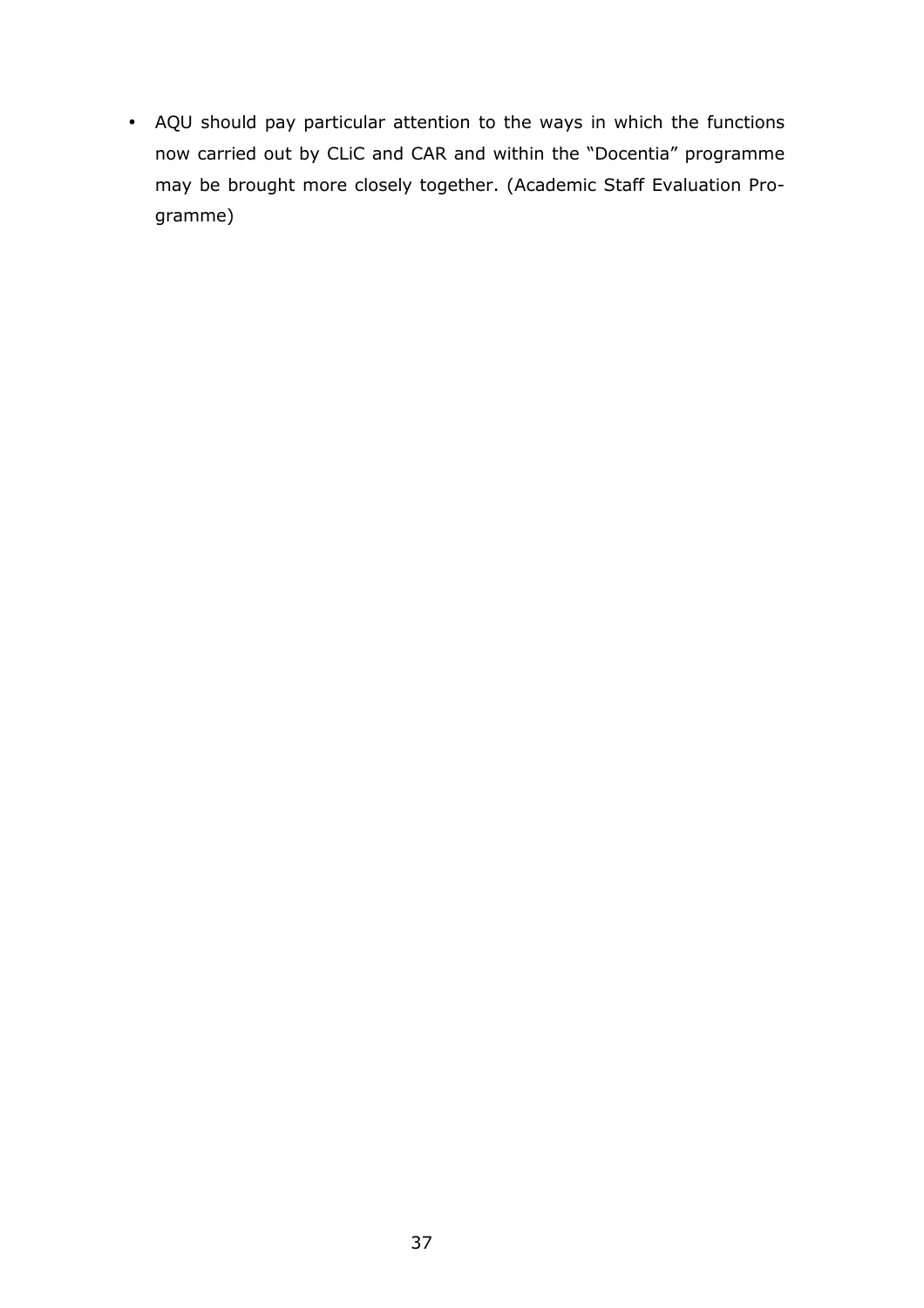- AQU should pay particular attention to the ways in which the functions now carried out by CLiC and CAR and within the "Docentia" programme may be brought more closely together. (Academic Staff Evaluation Programme)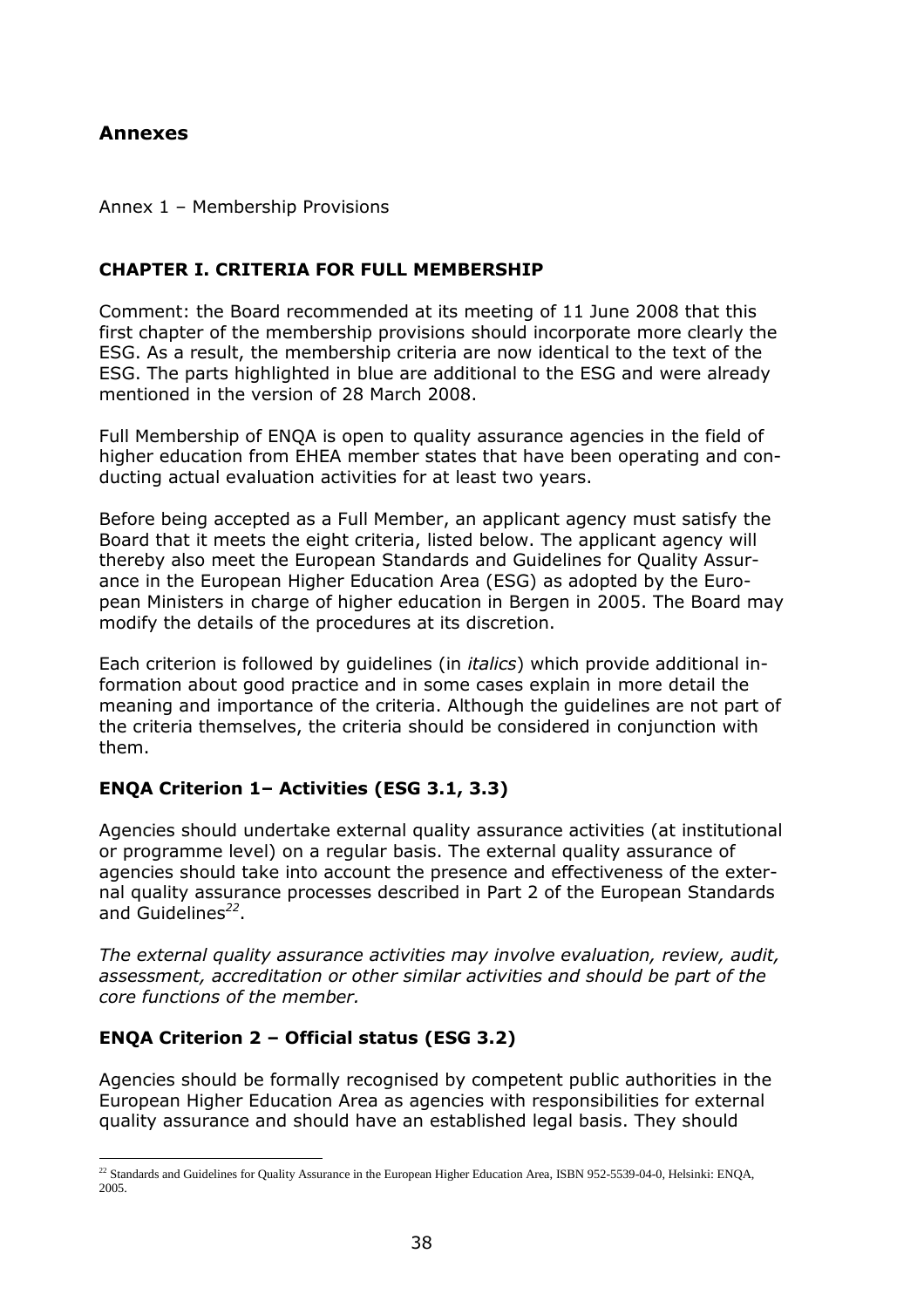## Annexes

Annex 1 – Membership Provisions

### CHAPTER I. CRITERIA FOR FULL MEMBERSHIP

Comment: the Board recommended at its meeting of 11 June 2008 that this first chapter of the membership provisions should incorporate more clearly the ESG. As a result, the membership criteria are now identical to the text of the ESG. The parts highlighted in blue are additional to the ESG and were already mentioned in the version of 28 March 2008.

Full Membership of ENQA is open to quality assurance agencies in the field of higher education from EHEA member states that have been operating and conducting actual evaluation activities for at least two years.

Before being accepted as a Full Member, an applicant agency must satisfy the Board that it meets the eight criteria, listed below. The applicant agency will thereby also meet the European Standards and Guidelines for Quality Assurance in the European Higher Education Area (ESG) as adopted by the European Ministers in charge of higher education in Bergen in 2005. The Board may modify the details of the procedures at its discretion.

Each criterion is followed by guidelines (in *italics*) which provide additional information about good practice and in some cases explain in more detail the meaning and importance of the criteria. Although the guidelines are not part of the criteria themselves, the criteria should be considered in conjunction with them.

### ENQA Criterion 1– Activities (ESG 3.1, 3.3)

Agencies should undertake external quality assurance activities (at institutional or programme level) on a regular basis. The external quality assurance of agencies should take into account the presence and effectiveness of the external quality assurance processes described in Part 2 of the European Standards and Guidelines[22].

*The external quality assurance activities may involve evaluation, review, audit, assessment, accreditation or other similar activities and should be part of the core functions of the member.*

### ENQA Criterion 2 – Official status (ESG 3.2)

Agencies should be formally recognised by competent public authorities in the European Higher Education Area as agencies with responsibilities for external quality assurance and should have an established legal basis. They should

[22] Standards and Guidelines for Quality Assurance in the European Higher Education Area, ISBN 952-5539-04-0, Helsinki: ENQA, 2005.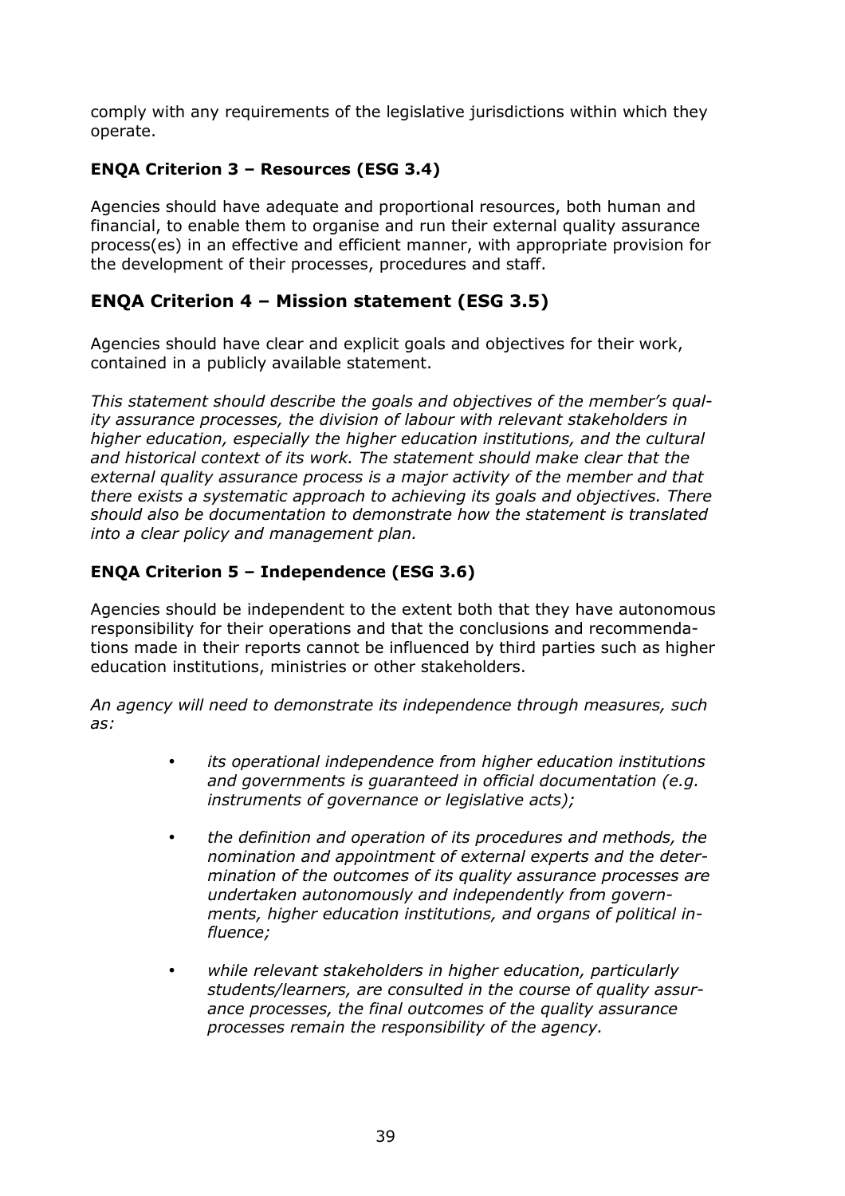comply with any requirements of the legislative jurisdictions within which they operate.

### ENQA Criterion 3 – Resources (ESG 3.4)

Agencies should have adequate and proportional resources, both human and financial, to enable them to organise and run their external quality assurance process(es) in an effective and efficient manner, with appropriate provision for the development of their processes, procedures and staff.

## ENQA Criterion 4 – Mission statement (ESG 3.5)

Agencies should have clear and explicit goals and objectives for their work, contained in a publicly available statement.

*This statement should describe the goals and objectives of the member's quality assurance processes, the division of labour with relevant stakeholders in higher education, especially the higher education institutions, and the cultural and historical context of its work. The statement should make clear that the external quality assurance process is a major activity of the member and that there exists a systematic approach to achieving its goals and objectives. There should also be documentation to demonstrate how the statement is translated into a clear policy and management plan.*

### ENQA Criterion 5 – Independence (ESG 3.6)

Agencies should be independent to the extent both that they have autonomous responsibility for their operations and that the conclusions and recommendations made in their reports cannot be influenced by third parties such as higher education institutions, ministries or other stakeholders.

*An agency will need to demonstrate its independence through measures, such as:*

- *its operational independence from higher education institutions and governments is guaranteed in official documentation (e.g. instruments of governance or legislative acts);*
- *the definition and operation of its procedures and methods, the nomination and appointment of external experts and the determination of the outcomes of its quality assurance processes are undertaken autonomously and independently from governments, higher education institutions, and organs of political influence;*
- *while relevant stakeholders in higher education, particularly students/learners, are consulted in the course of quality assurance processes, the final outcomes of the quality assurance processes remain the responsibility of the agency.*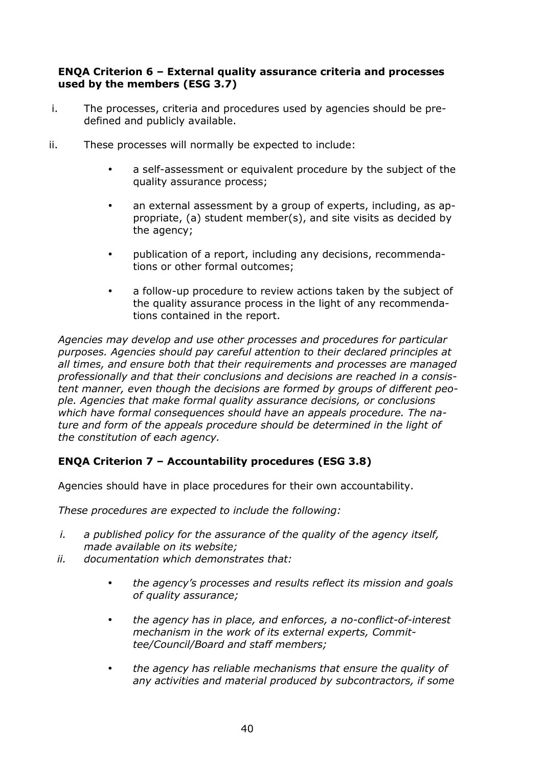**ENQA Criterion 6 – External quality assurance criteria and processes used by the members (ESG 3.7)**

i. The processes, criteria and procedures used by agencies should be pre-defined and publicly available.

ii. These processes will normally be expected to include:

- a self-assessment or equivalent procedure by the subject of the quality assurance process;
- an external assessment by a group of experts, including, as appropriate, (a) student member(s), and site visits as decided by the agency;
- publication of a report, including any decisions, recommendations or other formal outcomes;
- a follow-up procedure to review actions taken by the subject of the quality assurance process in the light of any recommendations contained in the report.

*Agencies may develop and use other processes and procedures for particular purposes. Agencies should pay careful attention to their declared principles at all times, and ensure both that their requirements and processes are managed professionally and that their conclusions and decisions are reached in a consistent manner, even though the decisions are formed by groups of different people. Agencies that make formal quality assurance decisions, or conclusions which have formal consequences should have an appeals procedure. The nature and form of the appeals procedure should be determined in the light of the constitution of each agency.*

**ENQA Criterion 7 – Accountability procedures (ESG 3.8)**

Agencies should have in place procedures for their own accountability.

*These procedures are expected to include the following:*

*i. a published policy for the assurance of the quality of the agency itself, made available on its website;*

*ii. documentation which demonstrates that:*

- *the agency's processes and results reflect its mission and goals of quality assurance;*
- *the agency has in place, and enforces, a no-conflict-of-interest mechanism in the work of its external experts, Committee/Council/Board and staff members;*
- *the agency has reliable mechanisms that ensure the quality of any activities and material produced by subcontractors, if some*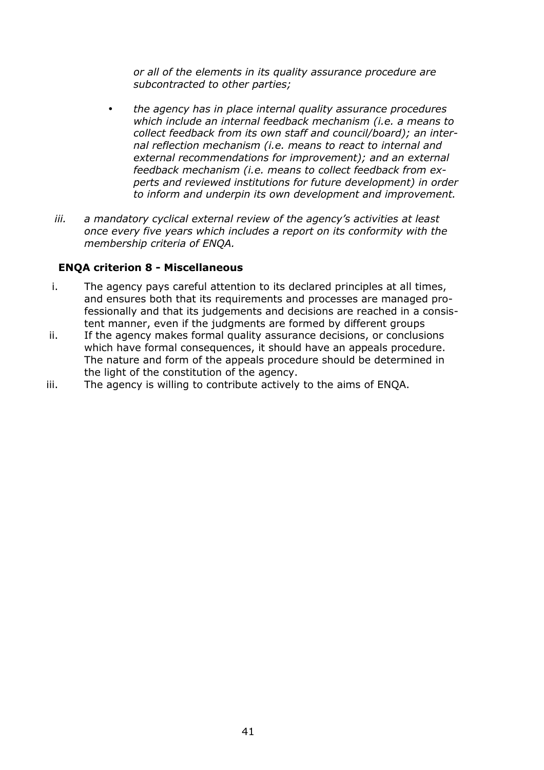*or all of the elements in its quality assurance procedure are subcontracted to other parties;*

- *the agency has in place internal quality assurance procedures which include an internal feedback mechanism (i.e. a means to collect feedback from its own staff and council/board); an internal reflection mechanism (i.e. means to react to internal and external recommendations for improvement); and an external feedback mechanism (i.e. means to collect feedback from experts and reviewed institutions for future development) in order to inform and underpin its own development and improvement.*

*iii. a mandatory cyclical external review of the agency's activities at least once every five years which includes a report on its conformity with the membership criteria of ENQA.*

**ENQA criterion 8 - Miscellaneous**

i. The agency pays careful attention to its declared principles at all times, and ensures both that its requirements and processes are managed professionally and that its judgements and decisions are reached in a consistent manner, even if the judgments are formed by different groups

ii. If the agency makes formal quality assurance decisions, or conclusions which have formal consequences, it should have an appeals procedure. The nature and form of the appeals procedure should be determined in the light of the constitution of the agency.

iii. The agency is willing to contribute actively to the aims of ENQA.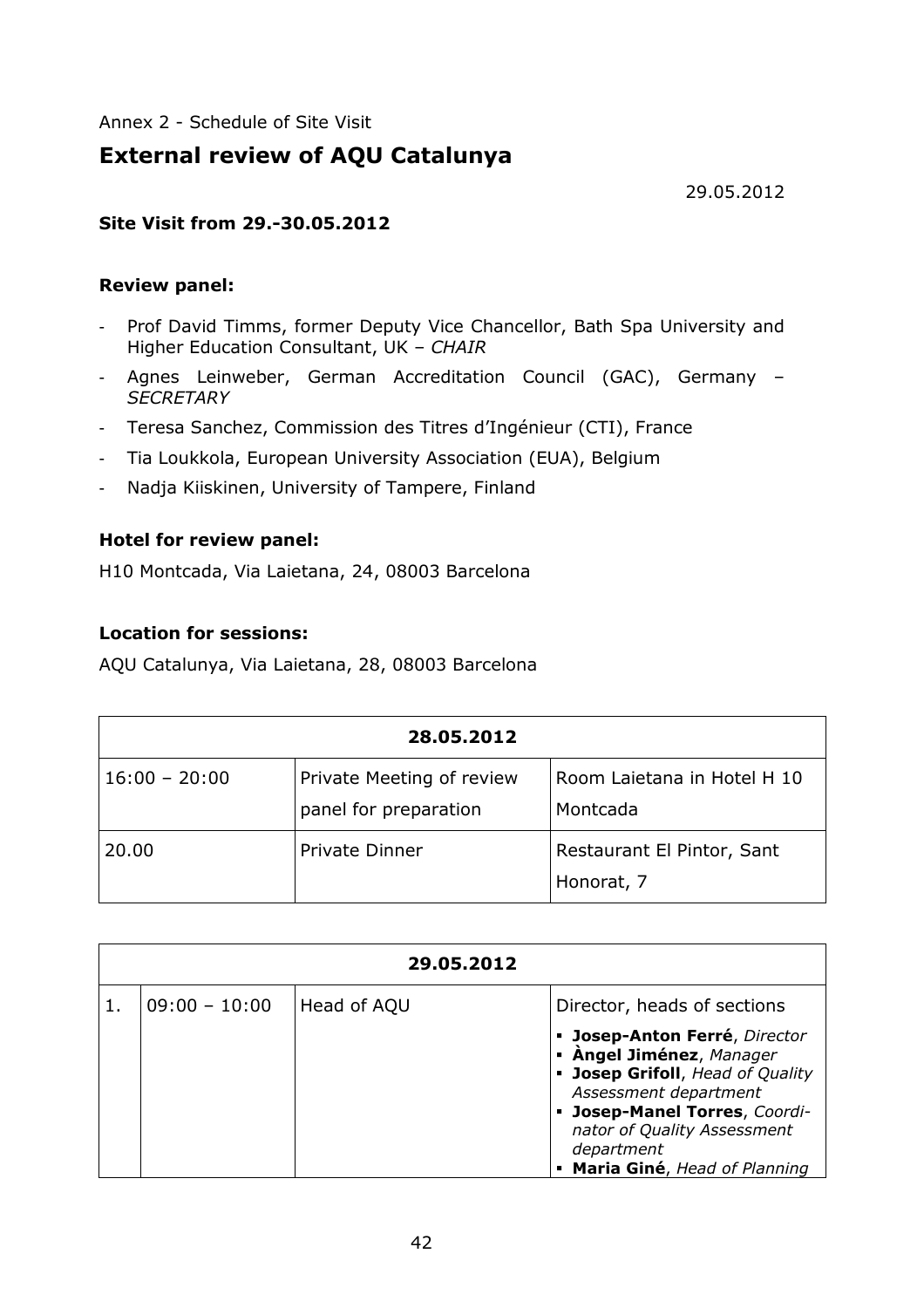Annex 2 - Schedule of Site Visit

# External review of AQU Catalunya

29.05.2012

**Site Visit from 29.-30.05.2012**

**Review panel:**

- Prof David Timms, former Deputy Vice Chancellor, Bath Spa University and Higher Education Consultant, UK – *CHAIR*
- Agnes Leinweber, German Accreditation Council (GAC), Germany – *SECRETARY*
- Teresa Sanchez, Commission des Titres d'Ingénieur (CTI), France
- Tia Loukkola, European University Association (EUA), Belgium
- Nadja Kiiskinen, University of Tampere, Finland

**Hotel for review panel:**

H10 Montcada, Via Laietana, 24, 08003 Barcelona

**Location for sessions:**

AQU Catalunya, Via Laietana, 28, 08003 Barcelona

| **28.05.2012** | | |
|---|---|---|
| 16:00 – 20:00 | Private Meeting of review panel for preparation | Room Laietana in Hotel H 10 Montcada |
| 20.00 | Private Dinner | Restaurant El Pintor, Sant Honorat, 7 |

| **29.05.2012** | | | |
|---|---|---|---|
| 1. | 09:00 – 10:00 | Head of AQU | Director, heads of sections<br>▪ **Josep-Anton Ferré**, *Director*<br>▪ **Àngel Jiménez**, *Manager*<br>▪ **Josep Grifoll**, *Head of Quality Assessment department*<br>▪ **Josep-Manel Torres**, *Coordinator of Quality Assessment department*<br>▪ **Maria Giné**, *Head of Planning* |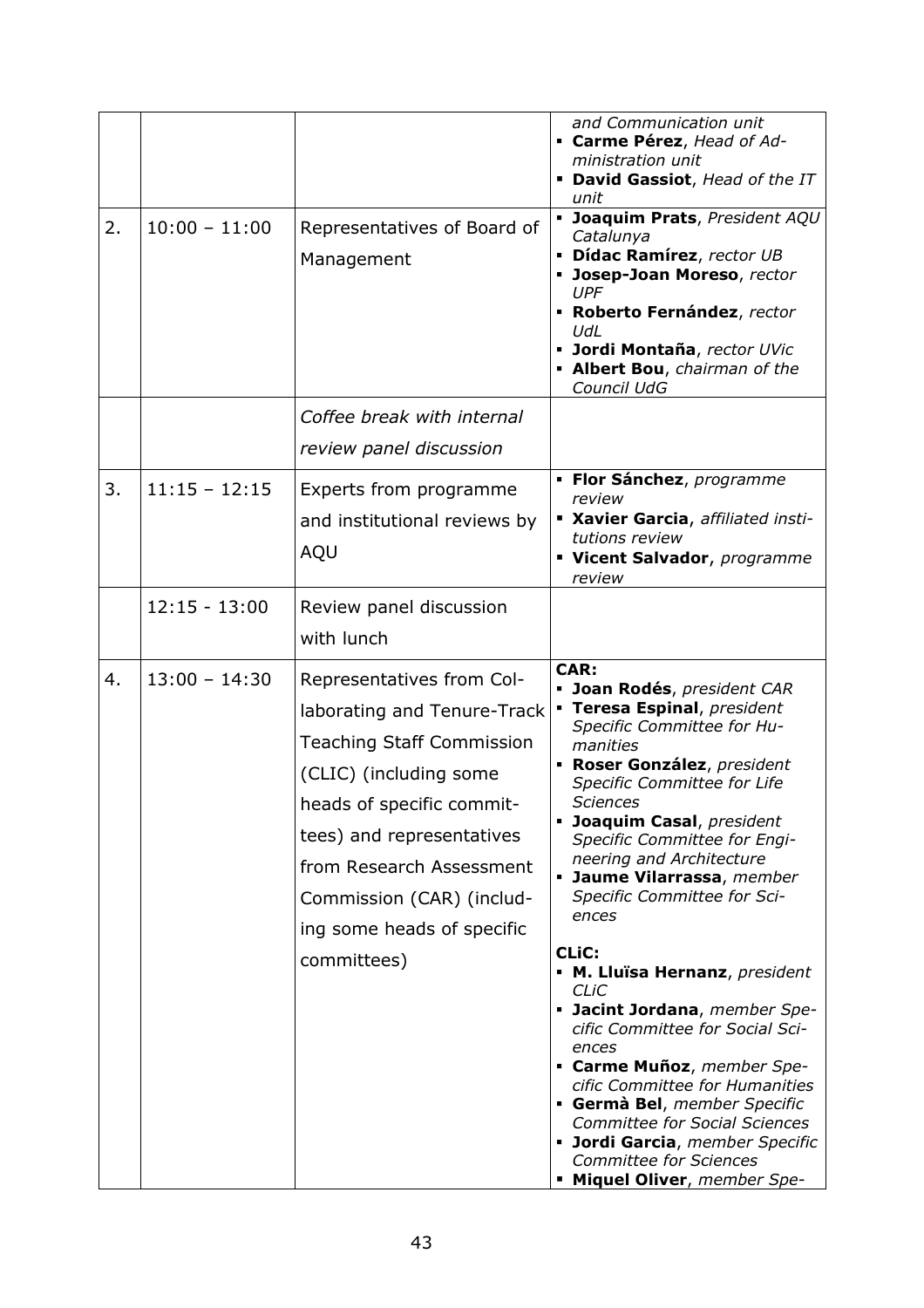|  |  |  | *and Communication unit*<br>▪ **Carme Pérez**, *Head of Administration unit*<br>▪ **David Gassiot**, *Head of the IT unit* |
|---|---|---|---|
| 2. | 10:00 – 11:00 | Representatives of Board of Management | ▪ **Joaquim Prats**, *President AQU Catalunya*<br>▪ **Dídac Ramírez**, *rector UB*<br>▪ **Josep-Joan Moreso**, *rector UPF*<br>▪ **Roberto Fernández**, *rector UdL*<br>▪ **Jordi Montaña**, *rector UVic*<br>▪ **Albert Bou**, *chairman of the Council UdG* |
|  |  | *Coffee break with internal review panel discussion* |  |
| 3. | 11:15 – 12:15 | Experts from programme and institutional reviews by AQU | ▪ **Flor Sánchez**, *programme review*<br>▪ **Xavier Garcia**, *affiliated institutions review*<br>▪ **Vicent Salvador**, *programme review* |
|  | 12:15 - 13:00 | Review panel discussion with lunch |  |
| 4. | 13:00 – 14:30 | Representatives from Collaborating and Tenure-Track Teaching Staff Commission (CLIC) (including some heads of specific committees) and representatives from Research Assessment Commission (CAR) (including some heads of specific committees) | **CAR:**<br>▪ **Joan Rodés**, *president CAR*<br>▪ **Teresa Espinal**, *president Specific Committee for Humanities*<br>▪ **Roser González**, *president Specific Committee for Life Sciences*<br>▪ **Joaquim Casal**, *president Specific Committee for Engineering and Architecture*<br>▪ **Jaume Vilarrassa**, *member Specific Committee for Sciences*<br><br>**CLiC:**<br>▪ **M. Lluïsa Hernanz**, *president CLiC*<br>▪ **Jacint Jordana**, *member Specific Committee for Social Sciences*<br>▪ **Carme Muñoz**, *member Specific Committee for Humanities*<br>▪ **Germà Bel**, *member Specific Committee for Social Sciences*<br>▪ **Jordi Garcia**, *member Specific Committee for Sciences*<br>▪ **Miquel Oliver**, *member Spe-* |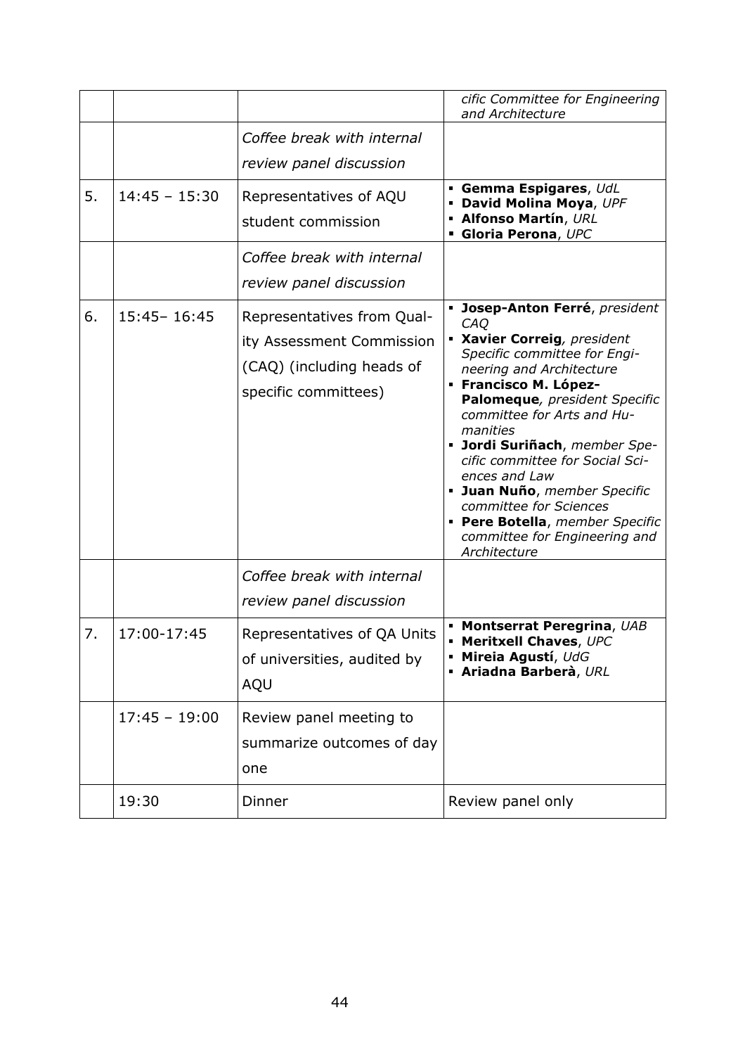| | | | |
|---|---|---|---|
| | | | *cific Committee for Engineering and Architecture* |
| | | *Coffee break with internal review panel discussion* | |
| 5. | 14:45 – 15:30 | Representatives of AQU student commission | ▪ **Gemma Espigares**, *UdL*<br>▪ **David Molina Moya**, *UPF*<br>▪ **Alfonso Martín**, *URL*<br>▪ **Gloria Perona**, *UPC* |
| | | *Coffee break with internal review panel discussion* | |
| 6. | 15:45– 16:45 | Representatives from Quality Assessment Commission (CAQ) (including heads of specific committees) | ▪ **Josep-Anton Ferré**, *president CAQ*<br>▪ **Xavier Correig**, *president Specific committee for Engineering and Architecture*<br>▪ **Francisco M. López-Palomeque**, *president Specific committee for Arts and Humanities*<br>▪ **Jordi Suriñach**, *member Specific committee for Social Sciences and Law*<br>▪ **Juan Nuño**, *member Specific committee for Sciences*<br>▪ **Pere Botella**, *member Specific committee for Engineering and Architecture* |
| | | *Coffee break with internal review panel discussion* | |
| 7. | 17:00-17:45 | Representatives of QA Units of universities, audited by AQU | ▪ **Montserrat Peregrina**, *UAB*<br>▪ **Meritxell Chaves**, *UPC*<br>▪ **Mireia Agustí**, *UdG*<br>▪ **Ariadna Barberà**, *URL* |
| | 17:45 – 19:00 | Review panel meeting to summarize outcomes of day one | |
| | 19:30 | Dinner | Review panel only |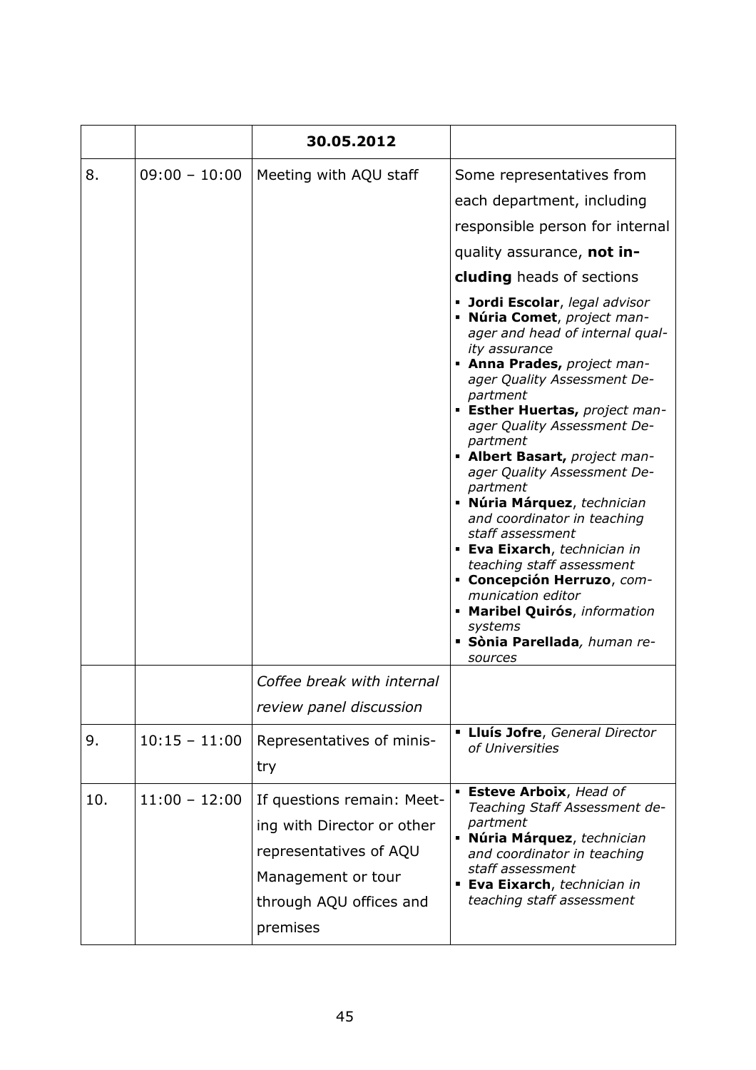| | | 30.05.2012 | |
|---|---|---|---|
| 8. | 09:00 – 10:00 | Meeting with AQU staff | Some representatives from each department, including responsible person for internal quality assurance, **not including** heads of sections<br>▪ **Jordi Escolar**, *legal advisor*<br>▪ **Núria Comet**, *project manager and head of internal quality assurance*<br>▪ **Anna Prades,** *project manager Quality Assessment Department*<br>▪ **Esther Huertas,** *project manager Quality Assessment Department*<br>▪ **Albert Basart,** *project manager Quality Assessment Department*<br>▪ **Núria Márquez**, *technician and coordinator in teaching staff assessment*<br>▪ **Eva Eixarch**, *technician in teaching staff assessment*<br>▪ **Concepción Herruzo**, *communication editor*<br>▪ **Maribel Quirós**, *information systems*<br>▪ **Sònia Parellada***, human resources* |
| | | *Coffee break with internal review panel discussion* | |
| 9. | 10:15 – 11:00 | Representatives of ministry | ▪ **Lluís Jofre**, *General Director of Universities* |
| 10. | 11:00 – 12:00 | If questions remain: Meeting with Director or other representatives of AQU Management or tour through AQU offices and premises | ▪ **Esteve Arboix**, *Head of Teaching Staff Assessment department*<br>▪ **Núria Márquez**, *technician and coordinator in teaching staff assessment*<br>▪ **Eva Eixarch**, *technician in teaching staff assessment* |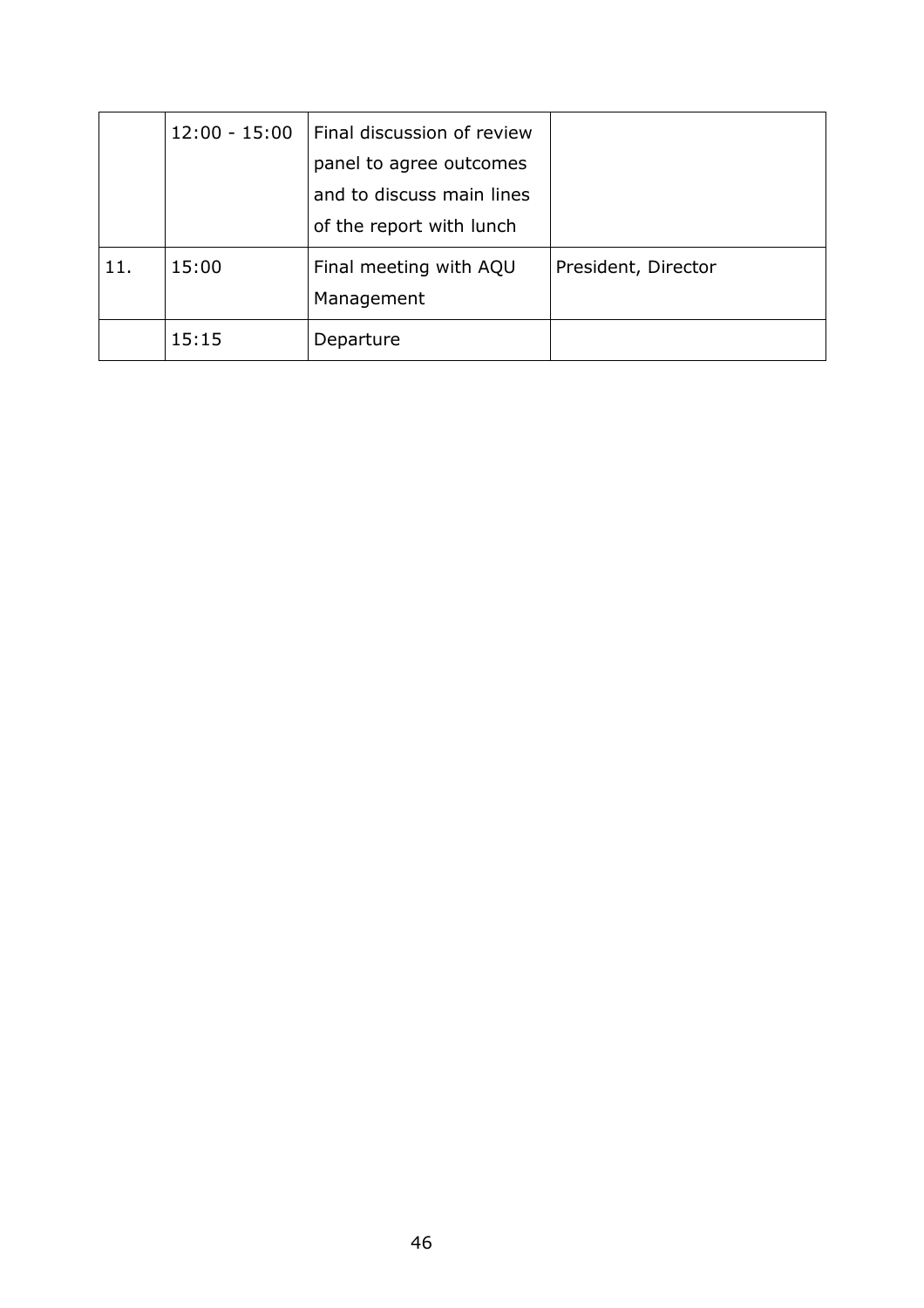| | | | |
|---|---|---|---|
| | 12:00 - 15:00 | Final discussion of review panel to agree outcomes and to discuss main lines of the report with lunch | |
| 11. | 15:00 | Final meeting with AQU Management | President, Director |
| | 15:15 | Departure | |